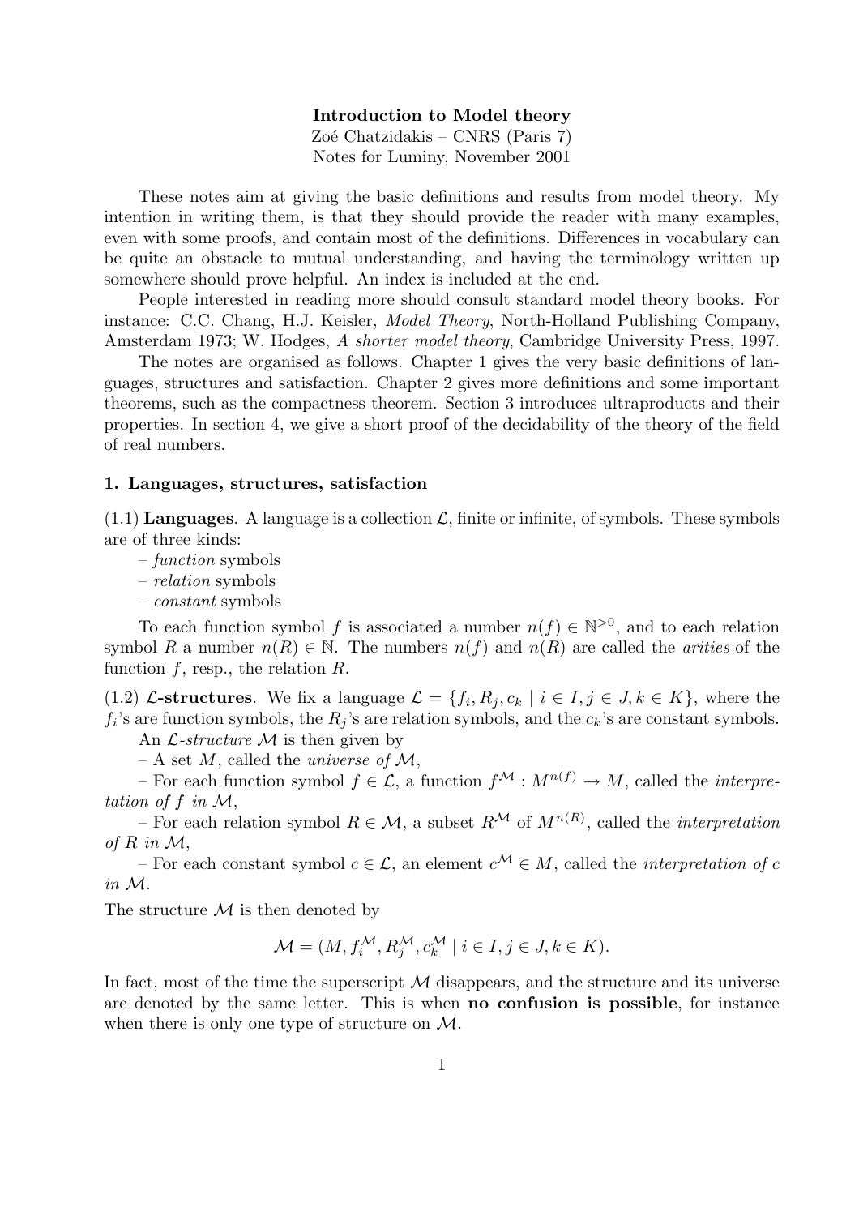**Introduction to Model theory**
Zoé Chatzidakis – CNRS (Paris 7)
Notes for Luminy, November 2001

These notes aim at giving the basic definitions and results from model theory. My intention in writing them, is that they should provide the reader with many examples, even with some proofs, and contain most of the definitions. Differences in vocabulary can be quite an obstacle to mutual understanding, and having the terminology written up somewhere should prove helpful. An index is included at the end.

People interested in reading more should consult standard model theory books. For instance: C.C. Chang, H.J. Keisler, *Model Theory*, North-Holland Publishing Company, Amsterdam 1973; W. Hodges, *A shorter model theory*, Cambridge University Press, 1997.

The notes are organised as follows. Chapter 1 gives the very basic definitions of languages, structures and satisfaction. Chapter 2 gives more definitions and some important theorems, such as the compactness theorem. Section 3 introduces ultraproducts and their properties. In section 4, we give a short proof of the decidability of the theory of the field of real numbers.

## 1. Languages, structures, satisfaction

(1.1) **Languages**. A language is a collection $\mathcal{L}$, finite or infinite, of symbols. These symbols are of three kinds:

– *function* symbols
– *relation* symbols
– *constant* symbols

To each function symbol $f$ is associated a number $n(f) \in \mathbb{N}^{>0}$, and to each relation symbol $R$ a number $n(R) \in \mathbb{N}$. The numbers $n(f)$ and $n(R)$ are called the *arities* of the function $f$, resp., the relation $R$.

(1.2) **$\mathcal{L}$-structures**. We fix a language $\mathcal{L} = \{f_i, R_j, c_k \mid i \in I, j \in J, k \in K\}$, where the $f_i$'s are function symbols, the $R_j$'s are relation symbols, and the $c_k$'s are constant symbols.

An *$\mathcal{L}$-structure* $\mathcal{M}$ is then given by

– A set $M$, called the *universe of* $\mathcal{M}$,

– For each function symbol $f \in \mathcal{L}$, a function $f^{\mathcal{M}} : M^{n(f)} \to M$, called the *interpretation of $f$ in* $\mathcal{M}$,

– For each relation symbol $R \in \mathcal{M}$, a subset $R^{\mathcal{M}}$ of $M^{n(R)}$, called the *interpretation of $R$ in* $\mathcal{M}$,

– For each constant symbol $c \in \mathcal{L}$, an element $c^{\mathcal{M}} \in M$, called the *interpretation of $c$ in* $\mathcal{M}$.

The structure $\mathcal{M}$ is then denoted by

$$\mathcal{M} = (M, f_i^{\mathcal{M}}, R_j^{\mathcal{M}}, c_k^{\mathcal{M}} \mid i \in I, j \in J, k \in K).$$

In fact, most of the time the superscript $\mathcal{M}$ disappears, and the structure and its universe are denoted by the same letter. This is when **no confusion is possible**, for instance when there is only one type of structure on $\mathcal{M}$.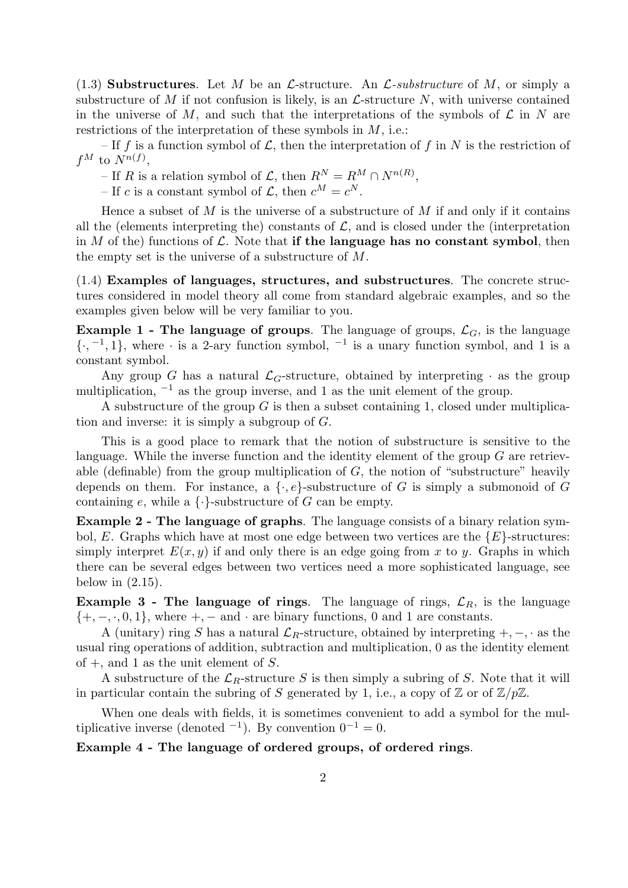(1.3) **Substructures**. Let $M$ be an $\mathcal{L}$-structure. An *$\mathcal{L}$-substructure* of $M$, or simply a substructure of $M$ if not confusion is likely, is an $\mathcal{L}$-structure $N$, with universe contained in the universe of $M$, and such that the interpretations of the symbols of $\mathcal{L}$ in $N$ are restrictions of the interpretation of these symbols in $M$, i.e.:

– If $f$ is a function symbol of $\mathcal{L}$, then the interpretation of $f$ in $N$ is the restriction of $f^M$ to $N^{n(f)}$,

– If $R$ is a relation symbol of $\mathcal{L}$, then $R^N = R^M \cap N^{n(R)}$,

– If $c$ is a constant symbol of $\mathcal{L}$, then $c^M = c^N$.

Hence a subset of $M$ is the universe of a substructure of $M$ if and only if it contains all the (elements interpreting the) constants of $\mathcal{L}$, and is closed under the (interpretation in $M$ of the) functions of $\mathcal{L}$. Note that **if the language has no constant symbol**, then the empty set is the universe of a substructure of $M$.

(1.4) **Examples of languages, structures, and substructures**. The concrete structures considered in model theory all come from standard algebraic examples, and so the examples given below will be very familiar to you.

**Example 1 - The language of groups**. The language of groups, $\mathcal{L}_G$, is the language $\{\cdot, ^{-1}, 1\}$, where $\cdot$ is a 2-ary function symbol, $^{-1}$ is a unary function symbol, and 1 is a constant symbol.

Any group $G$ has a natural $\mathcal{L}_G$-structure, obtained by interpreting $\cdot$ as the group multiplication, $^{-1}$ as the group inverse, and 1 as the unit element of the group.

A substructure of the group $G$ is then a subset containing 1, closed under multiplication and inverse: it is simply a subgroup of $G$.

This is a good place to remark that the notion of substructure is sensitive to the language. While the inverse function and the identity element of the group $G$ are retrievable (definable) from the group multiplication of $G$, the notion of "substructure" heavily depends on them. For instance, a $\{\cdot, e\}$-substructure of $G$ is simply a submonoid of $G$ containing $e$, while a $\{\cdot\}$-substructure of $G$ can be empty.

**Example 2 - The language of graphs**. The language consists of a binary relation symbol, $E$. Graphs which have at most one edge between two vertices are the $\{E\}$-structures: simply interpret $E(x, y)$ if and only there is an edge going from $x$ to $y$. Graphs in which there can be several edges between two vertices need a more sophisticated language, see below in (2.15).

**Example 3 - The language of rings**. The language of rings, $\mathcal{L}_R$, is the language $\{+, -, \cdot, 0, 1\}$, where $+, -$ and $\cdot$ are binary functions, 0 and 1 are constants.

A (unitary) ring $S$ has a natural $\mathcal{L}_R$-structure, obtained by interpreting $+, -, \cdot$ as the usual ring operations of addition, subtraction and multiplication, 0 as the identity element of $+$, and 1 as the unit element of $S$.

A substructure of the $\mathcal{L}_R$-structure $S$ is then simply a subring of $S$. Note that it will in particular contain the subring of $S$ generated by 1, i.e., a copy of $\mathbb{Z}$ or of $\mathbb{Z}/p\mathbb{Z}$.

When one deals with fields, it is sometimes convenient to add a symbol for the multiplicative inverse (denoted $^{-1}$). By convention $0^{-1} = 0$.

**Example 4 - The language of ordered groups, of ordered rings**.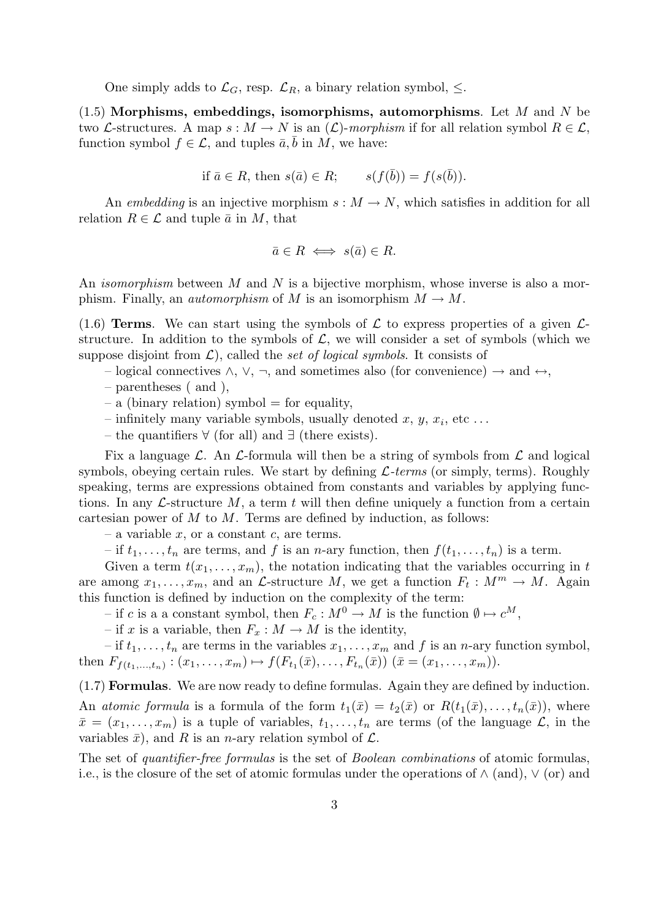One simply adds to $\mathcal{L}_G$, resp. $\mathcal{L}_R$, a binary relation symbol, $\leq$.

(1.5) **Morphisms, embeddings, isomorphisms, automorphisms**. Let $M$ and $N$ be two $\mathcal{L}$-structures. A map $s : M \to N$ is an ($\mathcal{L}$)-*morphism* if for all relation symbol $R \in \mathcal{L}$, function symbol $f \in \mathcal{L}$, and tuples $\bar{a}, \bar{b}$ in $M$, we have:

$$\text{if } \bar{a} \in R, \text{ then } s(\bar{a}) \in R; \qquad s(f(\bar{b})) = f(s(\bar{b})).$$

An *embedding* is an injective morphism $s : M \to N$, which satisfies in addition for all relation $R \in \mathcal{L}$ and tuple $\bar{a}$ in $M$, that

$$\bar{a} \in R \iff s(\bar{a}) \in R.$$

An *isomorphism* between $M$ and $N$ is a bijective morphism, whose inverse is also a morphism. Finally, an *automorphism* of $M$ is an isomorphism $M \to M$.

(1.6) **Terms**. We can start using the symbols of $\mathcal{L}$ to express properties of a given $\mathcal{L}$-structure. In addition to the symbols of $\mathcal{L}$, we will consider a set of symbols (which we suppose disjoint from $\mathcal{L}$), called the *set of logical symbols*. It consists of

– logical connectives $\wedge$, $\vee$, $\neg$, and sometimes also (for convenience) $\to$ and $\leftrightarrow$,
– parentheses ( and ),
– a (binary relation) symbol $=$ for equality,
– infinitely many variable symbols, usually denoted $x$, $y$, $x_i$, etc ...
– the quantifiers $\forall$ (for all) and $\exists$ (there exists).

Fix a language $\mathcal{L}$. An $\mathcal{L}$-formula will then be a string of symbols from $\mathcal{L}$ and logical symbols, obeying certain rules. We start by defining $\mathcal{L}$-*terms* (or simply, terms). Roughly speaking, terms are expressions obtained from constants and variables by applying functions. In any $\mathcal{L}$-structure $M$, a term $t$ will then define uniquely a function from a certain cartesian power of $M$ to $M$. Terms are defined by induction, as follows:

– a variable $x$, or a constant $c$, are terms.
– if $t_1, \ldots, t_n$ are terms, and $f$ is an $n$-ary function, then $f(t_1, \ldots, t_n)$ is a term.

Given a term $t(x_1, \ldots, x_m)$, the notation indicating that the variables occurring in $t$ are among $x_1, \ldots, x_m$, and an $\mathcal{L}$-structure $M$, we get a function $F_t : M^m \to M$. Again this function is defined by induction on the complexity of the term:

– if $c$ is a a constant symbol, then $F_c : M^0 \to M$ is the function $\emptyset \mapsto c^M$,
– if $x$ is a variable, then $F_x : M \to M$ is the identity,
– if $t_1, \ldots, t_n$ are terms in the variables $x_1, \ldots, x_m$ and $f$ is an $n$-ary function symbol, then $F_{f(t_1,\ldots,t_n)} : (x_1, \ldots, x_m) \mapsto f(F_{t_1}(\bar{x}), \ldots, F_{t_n}(\bar{x}))$ $(\bar{x} = (x_1, \ldots, x_m))$.

(1.7) **Formulas**. We are now ready to define formulas. Again they are defined by induction. An *atomic formula* is a formula of the form $t_1(\bar{x}) = t_2(\bar{x})$ or $R(t_1(\bar{x}), \ldots, t_n(\bar{x}))$, where $\bar{x} = (x_1, \ldots, x_m)$ is a tuple of variables, $t_1, \ldots, t_n$ are terms (of the language $\mathcal{L}$, in the variables $\bar{x}$), and $R$ is an $n$-ary relation symbol of $\mathcal{L}$.

The set of *quantifier-free formulas* is the set of *Boolean combinations* of atomic formulas, i.e., is the closure of the set of atomic formulas under the operations of $\wedge$ (and), $\vee$ (or) and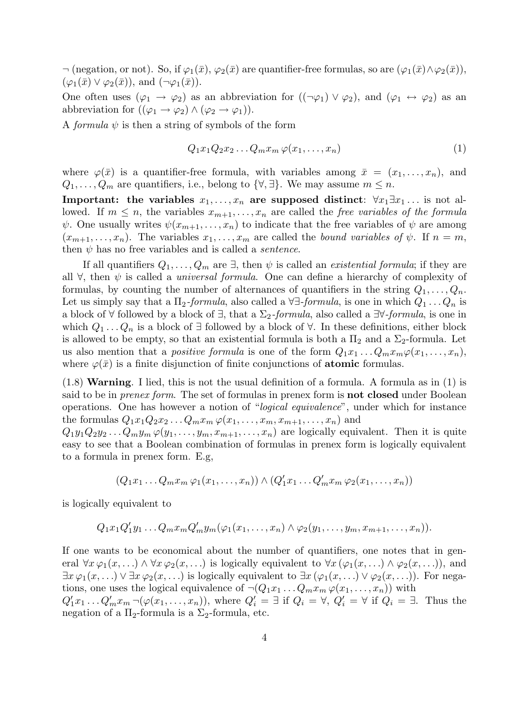$\neg$ (negation, or not). So, if $\varphi_1(\bar{x})$, $\varphi_2(\bar{x})$ are quantifier-free formulas, so are $(\varphi_1(\bar{x}) \wedge \varphi_2(\bar{x}))$, $(\varphi_1(\bar{x}) \vee \varphi_2(\bar{x}))$, and $(\neg\varphi_1(\bar{x}))$.

One often uses $(\varphi_1 \to \varphi_2)$ as an abbreviation for $((\neg\varphi_1) \vee \varphi_2)$, and $(\varphi_1 \leftrightarrow \varphi_2)$ as an abbreviation for $((\varphi_1 \to \varphi_2) \wedge (\varphi_2 \to \varphi_1))$.

A *formula* $\psi$ is then a string of symbols of the form

$$Q_1 x_1 Q_2 x_2 \dots Q_m x_m \, \varphi(x_1, \dots, x_n) \tag{1}$$

where $\varphi(\bar{x})$ is a quantifier-free formula, with variables among $\bar{x} = (x_1, \dots, x_n)$, and $Q_1, \dots, Q_m$ are quantifiers, i.e., belong to $\{\forall, \exists\}$. We may assume $m \leq n$.

**Important: the variables $x_1, \dots, x_n$ are supposed distinct**: $\forall x_1 \exists x_1 \dots$ is not allowed. If $m \leq n$, the variables $x_{m+1}, \dots, x_n$ are called the *free variables of the formula* $\psi$. One usually writes $\psi(x_{m+1}, \dots, x_n)$ to indicate that the free variables of $\psi$ are among $(x_{m+1}, \dots, x_n)$. The variables $x_1, \dots, x_m$ are called the *bound variables of* $\psi$. If $n = m$, then $\psi$ has no free variables and is called a *sentence*.

If all quantifiers $Q_1, \dots, Q_m$ are $\exists$, then $\psi$ is called an *existential formula*; if they are all $\forall$, then $\psi$ is called a *universal formula*. One can define a hierarchy of complexity of formulas, by counting the number of alternances of quantifiers in the string $Q_1, \dots, Q_n$. Let us simply say that a $\Pi_2$-*formula*, also called a $\forall\exists$-*formula*, is one in which $Q_1 \dots Q_n$ is a block of $\forall$ followed by a block of $\exists$, that a $\Sigma_2$-*formula*, also called a $\exists\forall$-*formula*, is one in which $Q_1 \dots Q_n$ is a block of $\exists$ followed by a block of $\forall$. In these definitions, either block is allowed to be empty, so that an existential formula is both a $\Pi_2$ and a $\Sigma_2$-formula. Let us also mention that a *positive formula* is one of the form $Q_1 x_1 \dots Q_m x_m \varphi(x_1, \dots, x_n)$, where $\varphi(\bar{x})$ is a finite disjunction of finite conjunctions of **atomic** formulas.

(1.8) **Warning**. I lied, this is not the usual definition of a formula. A formula as in (1) is said to be in *prenex form*. The set of formulas in prenex form is **not closed** under Boolean operations. One has however a notion of "*logical equivalence*", under which for instance the formulas $Q_1 x_1 Q_2 x_2 \dots Q_m x_m \, \varphi(x_1, \dots, x_m, x_{m+1}, \dots, x_n)$ and $Q_1 y_1 Q_2 y_2 \dots Q_m y_m \, \varphi(y_1, \dots, y_m, x_{m+1}, \dots, x_n)$ are logically equivalent. Then it is quite easy to see that a Boolean combination of formulas in prenex form is logically equivalent to a formula in prenex form. E.g,

$$(Q_1 x_1 \dots Q_m x_m \, \varphi_1(x_1, \dots, x_n)) \wedge (Q'_1 x_1 \dots Q'_m x_m \, \varphi_2(x_1, \dots, x_n))$$

is logically equivalent to

$$Q_1 x_1 Q'_1 y_1 \dots Q_m x_m Q'_m y_m (\varphi_1(x_1, \dots, x_n) \wedge \varphi_2(y_1, \dots, y_m, x_{m+1}, \dots, x_n)).$$

If one wants to be economical about the number of quantifiers, one notes that in general $\forall x \, \varphi_1(x, \dots) \wedge \forall x \, \varphi_2(x, \dots)$ is logically equivalent to $\forall x \, (\varphi_1(x, \dots) \wedge \varphi_2(x, \dots))$, and $\exists x \, \varphi_1(x, \dots) \vee \exists x \, \varphi_2(x, \dots)$ is logically equivalent to $\exists x \, (\varphi_1(x, \dots) \vee \varphi_2(x, \dots))$. For negations, one uses the logical equivalence of $\neg(Q_1 x_1 \dots Q_m x_m \, \varphi(x_1, \dots, x_n))$ with $Q'_1 x_1 \dots Q'_m x_m \, \neg(\varphi(x_1, \dots, x_n))$, where $Q'_i = \exists$ if $Q_i = \forall$, $Q'_i = \forall$ if $Q_i = \exists$. Thus the negation of a $\Pi_2$-formula is a $\Sigma_2$-formula, etc.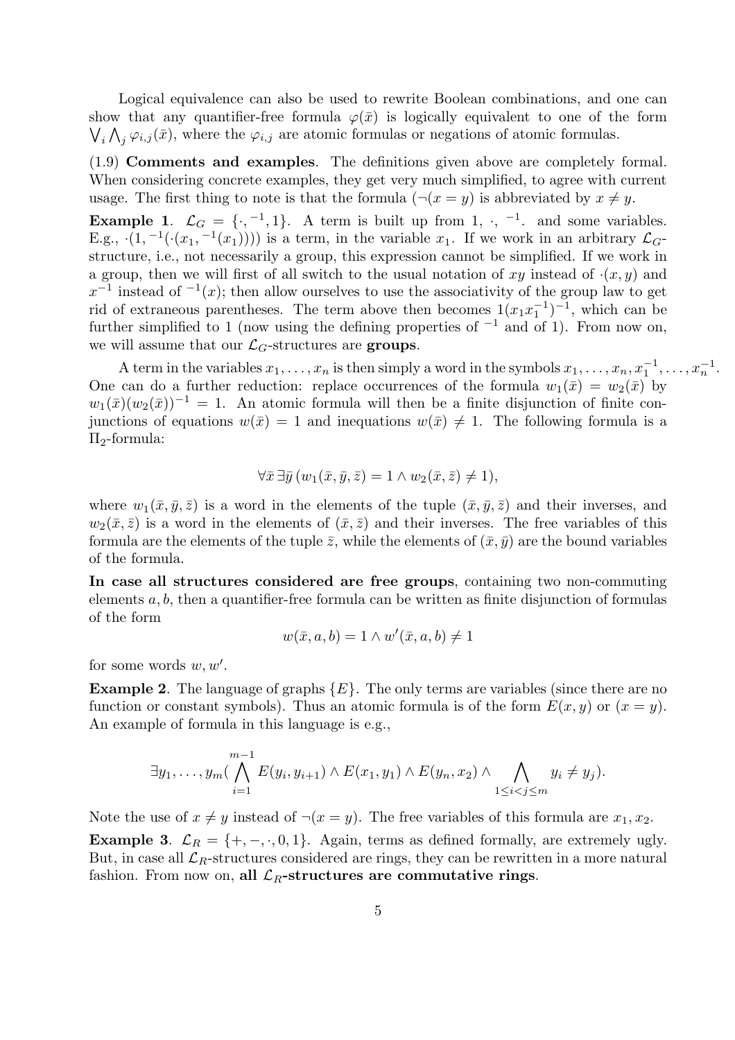Logical equivalence can also be used to rewrite Boolean combinations, and one can show that any quantifier-free formula $\varphi(\bar{x})$ is logically equivalent to one of the form $\bigvee_i \bigwedge_j \varphi_{i,j}(\bar{x})$, where the $\varphi_{i,j}$ are atomic formulas or negations of atomic formulas.

(1.9) **Comments and examples**. The definitions given above are completely formal. When considering concrete examples, they get very much simplified, to agree with current usage. The first thing to note is that the formula $(\neg(x = y)$ is abbreviated by $x \neq y$.

**Example 1**. $\mathcal{L}_G = \{\cdot, ^{-1}, 1\}$. A term is built up from $1$, $\cdot$, $^{-1}$. and some variables. E.g., $\cdot(1, ^{-1}(\cdot(x_1, ^{-1}(x_1))))$ is a term, in the variable $x_1$. If we work in an arbitrary $\mathcal{L}_G$-structure, i.e., not necessarily a group, this expression cannot be simplified. If we work in a group, then we will first of all switch to the usual notation of $xy$ instead of $\cdot(x, y)$ and $x^{-1}$ instead of $^{-1}(x)$; then allow ourselves to use the associativity of the group law to get rid of extraneous parentheses. The term above then becomes $1(x_1 x_1^{-1})^{-1}$, which can be further simplified to 1 (now using the defining properties of $^{-1}$ and of 1). From now on, we will assume that our $\mathcal{L}_G$-structures are **groups**.

A term in the variables $x_1, \ldots, x_n$ is then simply a word in the symbols $x_1, \ldots, x_n, x_1^{-1}, \ldots, x_n^{-1}$. One can do a further reduction: replace occurrences of the formula $w_1(\bar{x}) = w_2(\bar{x})$ by $w_1(\bar{x})(w_2(\bar{x}))^{-1} = 1$. An atomic formula will then be a finite disjunction of finite conjunctions of equations $w(\bar{x}) = 1$ and inequations $w(\bar{x}) \neq 1$. The following formula is a $\Pi_2$-formula:

$$\forall \bar{x}\, \exists \bar{y}\, (w_1(\bar{x}, \bar{y}, \bar{z}) = 1 \wedge w_2(\bar{x}, \bar{z}) \neq 1),$$

where $w_1(\bar{x}, \bar{y}, \bar{z})$ is a word in the elements of the tuple $(\bar{x}, \bar{y}, \bar{z})$ and their inverses, and $w_2(\bar{x}, \bar{z})$ is a word in the elements of $(\bar{x}, \bar{z})$ and their inverses. The free variables of this formula are the elements of the tuple $\bar{z}$, while the elements of $(\bar{x}, \bar{y})$ are the bound variables of the formula.

**In case all structures considered are free groups**, containing two non-commuting elements $a, b$, then a quantifier-free formula can be written as finite disjunction of formulas of the form

$$w(\bar{x}, a, b) = 1 \wedge w'(\bar{x}, a, b) \neq 1$$

for some words $w, w'$.

**Example 2**. The language of graphs $\{E\}$. The only terms are variables (since there are no function or constant symbols). Thus an atomic formula is of the form $E(x, y)$ or $(x = y)$. An example of formula in this language is e.g.,

$$\exists y_1, \ldots, y_m (\bigwedge_{i=1}^{m-1} E(y_i, y_{i+1}) \wedge E(x_1, y_1) \wedge E(y_n, x_2) \wedge \bigwedge_{1 \le i < j \le m} y_i \neq y_j).$$

Note the use of $x \neq y$ instead of $\neg(x = y)$. The free variables of this formula are $x_1, x_2$.

**Example 3**. $\mathcal{L}_R = \{+, -, \cdot, 0, 1\}$. Again, terms as defined formally, are extremely ugly. But, in case all $\mathcal{L}_R$-structures considered are rings, they can be rewritten in a more natural fashion. From now on, **all $\mathcal{L}_R$-structures are commutative rings**.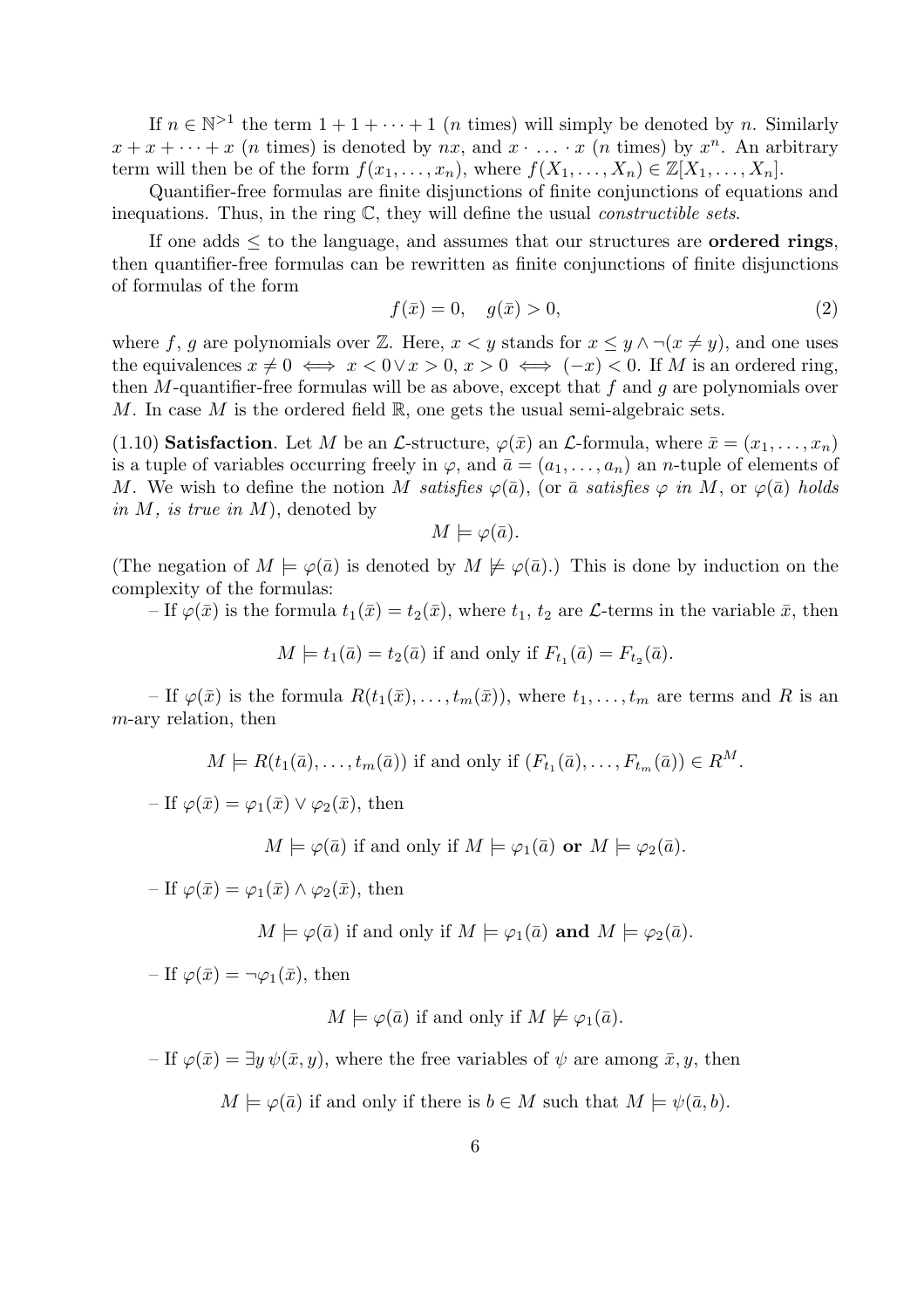If $n \in \mathbb{N}^{>1}$ the term $1 + 1 + \cdots + 1$ ($n$ times) will simply be denoted by $n$. Similarly $x + x + \cdots + x$ ($n$ times) is denoted by $nx$, and $x \cdot \ldots \cdot x$ ($n$ times) by $x^n$. An arbitrary term will then be of the form $f(x_1, \ldots, x_n)$, where $f(X_1, \ldots, X_n) \in \mathbb{Z}[X_1, \ldots, X_n]$.

Quantifier-free formulas are finite disjunctions of finite conjunctions of equations and inequations. Thus, in the ring $\mathbb{C}$, they will define the usual *constructible sets*.

If one adds $\leq$ to the language, and assumes that our structures are **ordered rings**, then quantifier-free formulas can be rewritten as finite conjunctions of finite disjunctions of formulas of the form

$$f(\bar{x}) = 0, \quad g(\bar{x}) > 0, \tag{2}$$

where $f$, $g$ are polynomials over $\mathbb{Z}$. Here, $x < y$ stands for $x \leq y \wedge \neg(x \neq y)$, and one uses the equivalences $x \neq 0 \iff x < 0 \vee x > 0$, $x > 0 \iff (-x) < 0$. If $M$ is an ordered ring, then $M$-quantifier-free formulas will be as above, except that $f$ and $g$ are polynomials over $M$. In case $M$ is the ordered field $\mathbb{R}$, one gets the usual semi-algebraic sets.

(1.10) **Satisfaction**. Let $M$ be an $\mathcal{L}$-structure, $\varphi(\bar{x})$ an $\mathcal{L}$-formula, where $\bar{x} = (x_1, \ldots, x_n)$ is a tuple of variables occurring freely in $\varphi$, and $\bar{a} = (a_1, \ldots, a_n)$ an $n$-tuple of elements of $M$. We wish to define the notion $M$ *satisfies* $\varphi(\bar{a})$, (or $\bar{a}$ *satisfies* $\varphi$ *in* $M$, or $\varphi(\bar{a})$ *holds in* $M$, *is true in* $M$), denoted by

$$M \models \varphi(\bar{a}).$$

(The negation of $M \models \varphi(\bar{a})$ is denoted by $M \not\models \varphi(\bar{a})$.) This is done by induction on the complexity of the formulas:

– If $\varphi(\bar{x})$ is the formula $t_1(\bar{x}) = t_2(\bar{x})$, where $t_1$, $t_2$ are $\mathcal{L}$-terms in the variable $\bar{x}$, then

$$M \models t_1(\bar{a}) = t_2(\bar{a}) \text{ if and only if } F_{t_1}(\bar{a}) = F_{t_2}(\bar{a}).$$

– If $\varphi(\bar{x})$ is the formula $R(t_1(\bar{x}), \ldots, t_m(\bar{x}))$, where $t_1, \ldots, t_m$ are terms and $R$ is an $m$-ary relation, then

$$M \models R(t_1(\bar{a}), \ldots, t_m(\bar{a})) \text{ if and only if } (F_{t_1}(\bar{a}), \ldots, F_{t_m}(\bar{a})) \in R^M.$$

– If $\varphi(\bar{x}) = \varphi_1(\bar{x}) \vee \varphi_2(\bar{x})$, then

$$M \models \varphi(\bar{a}) \text{ if and only if } M \models \varphi_1(\bar{a}) \textbf{ or } M \models \varphi_2(\bar{a}).$$

– If $\varphi(\bar{x}) = \varphi_1(\bar{x}) \wedge \varphi_2(\bar{x})$, then

$$M \models \varphi(\bar{a}) \text{ if and only if } M \models \varphi_1(\bar{a}) \textbf{ and } M \models \varphi_2(\bar{a}).$$

– If $\varphi(\bar{x}) = \neg\varphi_1(\bar{x})$, then

$$M \models \varphi(\bar{a}) \text{ if and only if } M \not\models \varphi_1(\bar{a}).$$

– If $\varphi(\bar{x}) = \exists y\, \psi(\bar{x}, y)$, where the free variables of $\psi$ are among $\bar{x}, y$, then

$$M \models \varphi(\bar{a}) \text{ if and only if there is } b \in M \text{ such that } M \models \psi(\bar{a}, b).$$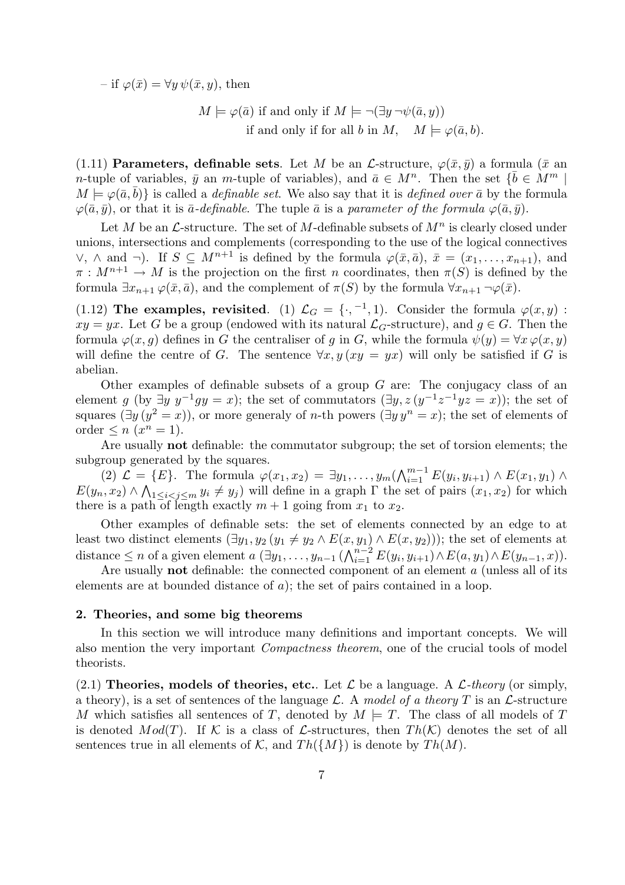– if $\varphi(\bar{x}) = \forall y\, \psi(\bar{x}, y)$, then

$$M \models \varphi(\bar{a}) \text{ if and only if } M \models \neg(\exists y\, \neg\psi(\bar{a}, y))$$
$$\text{if and only if for all } b \text{ in } M, \quad M \models \varphi(\bar{a}, b).$$

(1.11) **Parameters, definable sets**. Let $M$ be an $\mathcal{L}$-structure, $\varphi(\bar{x}, \bar{y})$ a formula ($\bar{x}$ an $n$-tuple of variables, $\bar{y}$ an $m$-tuple of variables), and $\bar{a} \in M^n$. Then the set $\{\bar{b} \in M^m \mid M \models \varphi(\bar{a}, \bar{b})\}$ is called a *definable set*. We also say that it is *defined over* $\bar{a}$ by the formula $\varphi(\bar{a}, \bar{y})$, or that it is $\bar{a}$*-definable*. The tuple $\bar{a}$ is a *parameter of the formula* $\varphi(\bar{a}, \bar{y})$.

Let $M$ be an $\mathcal{L}$-structure. The set of $M$-definable subsets of $M^n$ is clearly closed under unions, intersections and complements (corresponding to the use of the logical connectives $\vee$, $\wedge$ and $\neg$). If $S \subseteq M^{n+1}$ is defined by the formula $\varphi(\bar{x}, \bar{a})$, $\bar{x} = (x_1, \ldots, x_{n+1})$, and $\pi : M^{n+1} \to M$ is the projection on the first $n$ coordinates, then $\pi(S)$ is defined by the formula $\exists x_{n+1}\, \varphi(\bar{x}, \bar{a})$, and the complement of $\pi(S)$ by the formula $\forall x_{n+1}\, \neg\varphi(\bar{x})$.

(1.12) **The examples, revisited**. (1) $\mathcal{L}_G = \{\cdot, ^{-1}, 1\}$. Consider the formula $\varphi(x, y)$ : $xy = yx$. Let $G$ be a group (endowed with its natural $\mathcal{L}_G$-structure), and $g \in G$. Then the formula $\varphi(x, g)$ defines in $G$ the centraliser of $g$ in $G$, while the formula $\psi(y) = \forall x\, \varphi(x, y)$ will define the centre of $G$. The sentence $\forall x, y\, (xy = yx)$ will only be satisfied if $G$ is abelian.

Other examples of definable subsets of a group $G$ are: The conjugacy class of an element $g$ (by $\exists y\; y^{-1}gy = x$); the set of commutators $(\exists y, z\, (y^{-1}z^{-1}yz = x))$; the set of squares $(\exists y\, (y^2 = x))$, or more generaly of $n$-th powers $(\exists y\, y^n = x)$; the set of elements of order $\leq n$ $(x^n = 1)$.

Are usually **not** definable: the commutator subgroup; the set of torsion elements; the subgroup generated by the squares.

(2) $\mathcal{L} = \{E\}$. The formula $\varphi(x_1, x_2) = \exists y_1, \ldots, y_m (\bigwedge_{i=1}^{m-1} E(y_i, y_{i+1}) \wedge E(x_1, y_1) \wedge E(y_n, x_2) \wedge \bigwedge_{1 \leq i < j \leq m} y_i \neq y_j)$ will define in a graph $\Gamma$ the set of pairs $(x_1, x_2)$ for which there is a path of length exactly $m + 1$ going from $x_1$ to $x_2$.

Other examples of definable sets: the set of elements connected by an edge to at least two distinct elements $(\exists y_1, y_2\, (y_1 \neq y_2 \wedge E(x, y_1) \wedge E(x, y_2)))$; the set of elements at distance $\leq n$ of a given element $a$ $(\exists y_1, \ldots, y_{n-1}\, (\bigwedge_{i=1}^{n-2} E(y_i, y_{i+1}) \wedge E(a, y_1) \wedge E(y_{n-1}, x))$.

Are usually **not** definable: the connected component of an element $a$ (unless all of its elements are at bounded distance of $a$); the set of pairs contained in a loop.

## 2. Theories, and some big theorems

In this section we will introduce many definitions and important concepts. We will also mention the very important *Compactness theorem*, one of the crucial tools of model theorists.

(2.1) **Theories, models of theories, etc.**. Let $\mathcal{L}$ be a language. A $\mathcal{L}$*-theory* (or simply, a theory), is a set of sentences of the language $\mathcal{L}$. A *model of a theory* $T$ is an $\mathcal{L}$-structure $M$ which satisfies all sentences of $T$, denoted by $M \models T$. The class of all models of $T$ is denoted $Mod(T)$. If $\mathcal{K}$ is a class of $\mathcal{L}$-structures, then $Th(\mathcal{K})$ denotes the set of all sentences true in all elements of $\mathcal{K}$, and $Th(\{M\})$ is denote by $Th(M)$.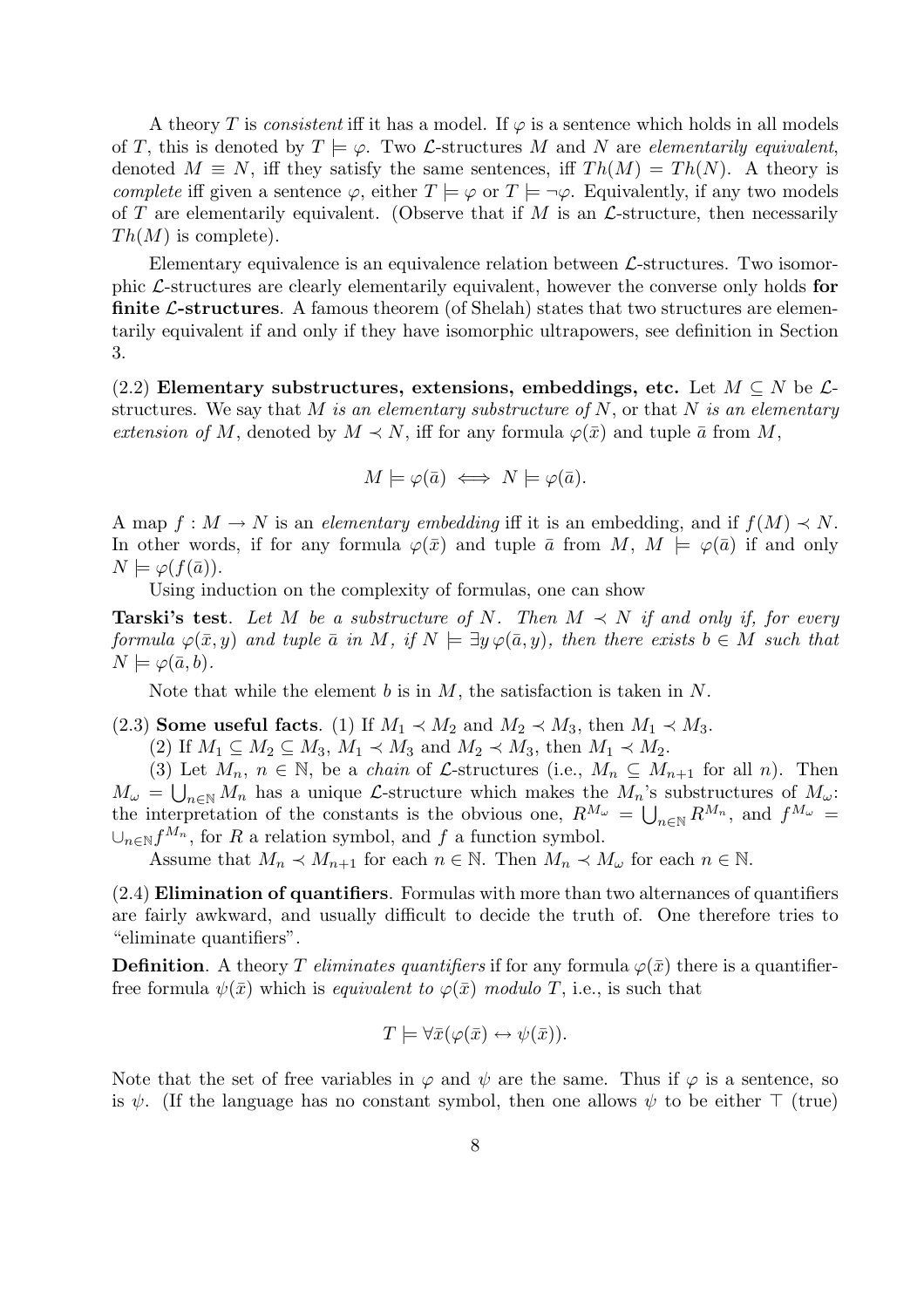A theory $T$ is *consistent* iff it has a model. If $\varphi$ is a sentence which holds in all models of $T$, this is denoted by $T \models \varphi$. Two $\mathcal{L}$-structures $M$ and $N$ are *elementarily equivalent*, denoted $M \equiv N$, iff they satisfy the same sentences, iff $Th(M) = Th(N)$. A theory is *complete* iff given a sentence $\varphi$, either $T \models \varphi$ or $T \models \neg\varphi$. Equivalently, if any two models of $T$ are elementarily equivalent. (Observe that if $M$ is an $\mathcal{L}$-structure, then necessarily $Th(M)$ is complete).

Elementary equivalence is an equivalence relation between $\mathcal{L}$-structures. Two isomorphic $\mathcal{L}$-structures are clearly elementarily equivalent, however the converse only holds **for finite $\mathcal{L}$-structures**. A famous theorem (of Shelah) states that two structures are elementarily equivalent if and only if they have isomorphic ultrapowers, see definition in Section 3.

(2.2) **Elementary substructures, extensions, embeddings, etc.** Let $M \subseteq N$ be $\mathcal{L}$-structures. We say that $M$ *is an elementary substructure of* $N$, or that $N$ *is an elementary extension of* $M$, denoted by $M \prec N$, iff for any formula $\varphi(\bar{x})$ and tuple $\bar{a}$ from $M$,

$$M \models \varphi(\bar{a}) \iff N \models \varphi(\bar{a}).$$

A map $f : M \to N$ is an *elementary embedding* iff it is an embedding, and if $f(M) \prec N$. In other words, if for any formula $\varphi(\bar{x})$ and tuple $\bar{a}$ from $M$, $M \models \varphi(\bar{a})$ if and only $N \models \varphi(f(\bar{a}))$.

Using induction on the complexity of formulas, one can show

**Tarski's test**. *Let $M$ be a substructure of $N$. Then $M \prec N$ if and only if, for every formula $\varphi(\bar{x}, y)$ and tuple $\bar{a}$ in $M$, if $N \models \exists y\, \varphi(\bar{a}, y)$, then there exists $b \in M$ such that $N \models \varphi(\bar{a}, b)$.*

Note that while the element $b$ is in $M$, the satisfaction is taken in $N$.

(2.3) **Some useful facts**. (1) If $M_1 \prec M_2$ and $M_2 \prec M_3$, then $M_1 \prec M_3$.

(2) If $M_1 \subseteq M_2 \subseteq M_3$, $M_1 \prec M_3$ and $M_2 \prec M_3$, then $M_1 \prec M_2$.

(3) Let $M_n$, $n \in \mathbb{N}$, be a *chain* of $\mathcal{L}$-structures (i.e., $M_n \subseteq M_{n+1}$ for all $n$). Then $M_\omega = \bigcup_{n \in \mathbb{N}} M_n$ has a unique $\mathcal{L}$-structure which makes the $M_n$'s substructures of $M_\omega$: the interpretation of the constants is the obvious one, $R^{M_\omega} = \bigcup_{n \in \mathbb{N}} R^{M_n}$, and $f^{M_\omega} = \cup_{n \in \mathbb{N}} f^{M_n}$, for $R$ a relation symbol, and $f$ a function symbol.

Assume that $M_n \prec M_{n+1}$ for each $n \in \mathbb{N}$. Then $M_n \prec M_\omega$ for each $n \in \mathbb{N}$.

(2.4) **Elimination of quantifiers**. Formulas with more than two alternances of quantifiers are fairly awkward, and usually difficult to decide the truth of. One therefore tries to "eliminate quantifiers".

**Definition**. A theory $T$ *eliminates quantifiers* if for any formula $\varphi(\bar{x})$ there is a quantifier-free formula $\psi(\bar{x})$ which is *equivalent to* $\varphi(\bar{x})$ *modulo* $T$, i.e., is such that

$$T \models \forall \bar{x} (\varphi(\bar{x}) \leftrightarrow \psi(\bar{x})).$$

Note that the set of free variables in $\varphi$ and $\psi$ are the same. Thus if $\varphi$ is a sentence, so is $\psi$. (If the language has no constant symbol, then one allows $\psi$ to be either $\top$ (true)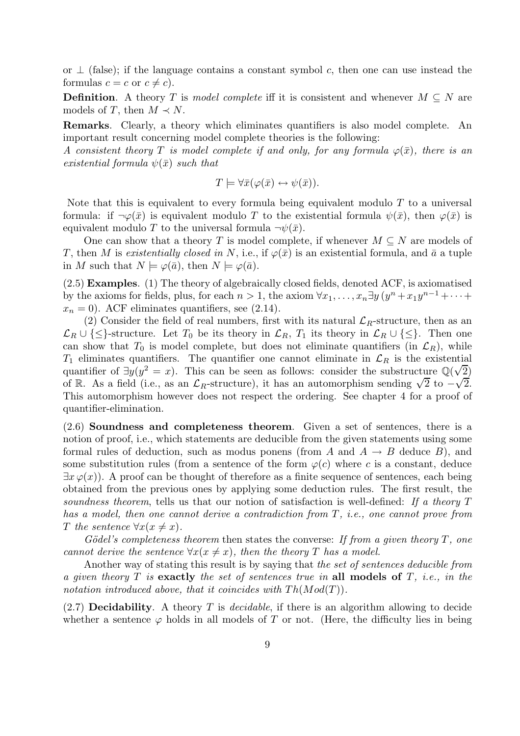or $\perp$ (false); if the language contains a constant symbol $c$, then one can use instead the formulas $c = c$ or $c \neq c$).

**Definition**. A theory $T$ is *model complete* iff it is consistent and whenever $M \subseteq N$ are models of $T$, then $M \prec N$.

**Remarks**. Clearly, a theory which eliminates quantifiers is also model complete. An important result concerning model complete theories is the following:
*A consistent theory $T$ is model complete if and only, for any formula $\varphi(\bar{x})$, there is an existential formula $\psi(\bar{x})$ such that*

$$T \models \forall \bar{x}(\varphi(\bar{x}) \leftrightarrow \psi(\bar{x})).$$

Note that this is equivalent to every formula being equivalent modulo $T$ to a universal formula: if $\neg\varphi(\bar{x})$ is equivalent modulo $T$ to the existential formula $\psi(\bar{x})$, then $\varphi(\bar{x})$ is equivalent modulo $T$ to the universal formula $\neg\psi(\bar{x})$.

One can show that a theory $T$ is model complete, if whenever $M \subseteq N$ are models of $T$, then $M$ is *existentially closed in* $N$, i.e., if $\varphi(\bar{x})$ is an existential formula, and $\bar{a}$ a tuple in $M$ such that $N \models \varphi(\bar{a})$, then $N \models \varphi(\bar{a})$.

(2.5) **Examples**. (1) The theory of algebraically closed fields, denoted ACF, is axiomatised by the axioms for fields, plus, for each $n > 1$, the axiom $\forall x_1, \ldots, x_n \exists y\, (y^n + x_1 y^{n-1} + \cdots + x_n = 0)$. ACF eliminates quantifiers, see (2.14).

(2) Consider the field of real numbers, first with its natural $\mathcal{L}_R$-structure, then as an $\mathcal{L}_R \cup \{\leq\}$-structure. Let $T_0$ be its theory in $\mathcal{L}_R$, $T_1$ its theory in $\mathcal{L}_R \cup \{\leq\}$. Then one can show that $T_0$ is model complete, but does not eliminate quantifiers (in $\mathcal{L}_R$), while $T_1$ eliminates quantifiers. The quantifier one cannot eliminate in $\mathcal{L}_R$ is the existential quantifier of $\exists y (y^2 = x)$. This can be seen as follows: consider the substructure $\mathbb{Q}(\sqrt{2})$ of $\mathbb{R}$. As a field (i.e., as an $\mathcal{L}_R$-structure), it has an automorphism sending $\sqrt{2}$ to $-\sqrt{2}$. This automorphism however does not respect the ordering. See chapter 4 for a proof of quantifier-elimination.

(2.6) **Soundness and completeness theorem**. Given a set of sentences, there is a notion of proof, i.e., which statements are deducible from the given statements using some formal rules of deduction, such as modus ponens (from $A$ and $A \to B$ deduce $B$), and some substitution rules (from a sentence of the form $\varphi(c)$ where $c$ is a constant, deduce $\exists x\, \varphi(x)$). A proof can be thought of therefore as a finite sequence of sentences, each being obtained from the previous ones by applying some deduction rules. The first result, the *soundness theorem*, tells us that our notion of satisfaction is well-defined: *If a theory $T$ has a model, then one cannot derive a contradiction from $T$, i.e., one cannot prove from $T$ the sentence $\forall x(x \neq x)$.*

*Gödel's completeness theorem* then states the converse: *If from a given theory $T$, one cannot derive the sentence $\forall x(x \neq x)$, then the theory $T$ has a model.*

Another way of stating this result is by saying that *the set of sentences deducible from a given theory $T$ is* **exactly** *the set of sentences true in* **all models of** *$T$, i.e., in the notation introduced above, that it coincides with $Th(Mod(T))$.*

(2.7) **Decidability**. A theory $T$ is *decidable*, if there is an algorithm allowing to decide whether a sentence $\varphi$ holds in all models of $T$ or not. (Here, the difficulty lies in being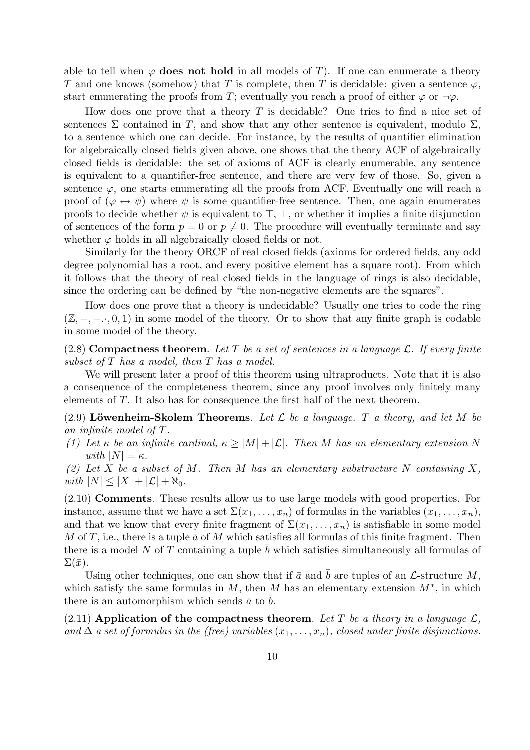able to tell when $\varphi$ **does not hold** in all models of $T$). If one can enumerate a theory $T$ and one knows (somehow) that $T$ is complete, then $T$ is decidable: given a sentence $\varphi$, start enumerating the proofs from $T$; eventually you reach a proof of either $\varphi$ or $\neg\varphi$.

How does one prove that a theory $T$ is decidable? One tries to find a nice set of sentences $\Sigma$ contained in $T$, and show that any other sentence is equivalent, modulo $\Sigma$, to a sentence which one can decide. For instance, by the results of quantifier elimination for algebraically closed fields given above, one shows that the theory ACF of algebraically closed fields is decidable: the set of axioms of ACF is clearly enumerable, any sentence is equivalent to a quantifier-free sentence, and there are very few of those. So, given a sentence $\varphi$, one starts enumerating all the proofs from ACF. Eventually one will reach a proof of $(\varphi \leftrightarrow \psi)$ where $\psi$ is some quantifier-free sentence. Then, one again enumerates proofs to decide whether $\psi$ is equivalent to $\top$, $\bot$, or whether it implies a finite disjunction of sentences of the form $p = 0$ or $p \neq 0$. The procedure will eventually terminate and say whether $\varphi$ holds in all algebraically closed fields or not.

Similarly for the theory ORCF of real closed fields (axioms for ordered fields, any odd degree polynomial has a root, and every positive element has a square root). From which it follows that the theory of real closed fields in the language of rings is also decidable, since the ordering can be defined by "the non-negative elements are the squares".

How does one prove that a theory is undecidable? Usually one tries to code the ring $(\mathbb{Z}, +, -\cdot, 0, 1)$ in some model of the theory. Or to show that any finite graph is codable in some model of the theory.

(2.8) **Compactness theorem**. *Let $T$ be a set of sentences in a language $\mathcal{L}$. If every finite subset of $T$ has a model, then $T$ has a model.*

We will present later a proof of this theorem using ultraproducts. Note that it is also a consequence of the completeness theorem, since any proof involves only finitely many elements of $T$. It also has for consequence the first half of the next theorem.

(2.9) **Löwenheim-Skolem Theorems**. *Let $\mathcal{L}$ be a language. $T$ a theory, and let $M$ be an infinite model of $T$.*

*(1) Let $\kappa$ be an infinite cardinal, $\kappa \geq |M| + |\mathcal{L}|$. Then $M$ has an elementary extension $N$ with $|N| = \kappa$.*

*(2) Let $X$ be a subset of $M$. Then $M$ has an elementary substructure $N$ containing $X$, with $|N| \leq |X| + |\mathcal{L}| + \aleph_0$.*

(2.10) **Comments**. These results allow us to use large models with good properties. For instance, assume that we have a set $\Sigma(x_1, \ldots, x_n)$ of formulas in the variables $(x_1, \ldots, x_n)$, and that we know that every finite fragment of $\Sigma(x_1, \ldots, x_n)$ is satisfiable in some model $M$ of $T$, i.e., there is a tuple $\bar{a}$ of $M$ which satisfies all formulas of this finite fragment. Then there is a model $N$ of $T$ containing a tuple $\bar{b}$ which satisfies simultaneously all formulas of $\Sigma(\bar{x})$.

Using other techniques, one can show that if $\bar{a}$ and $\bar{b}$ are tuples of an $\mathcal{L}$-structure $M$, which satisfy the same formulas in $M$, then $M$ has an elementary extension $M^*$, in which there is an automorphism which sends $\bar{a}$ to $\bar{b}$.

(2.11) **Application of the compactness theorem**. *Let $T$ be a theory in a language $\mathcal{L}$, and $\Delta$ a set of formulas in the (free) variables $(x_1, \ldots, x_n)$, closed under finite disjunctions.*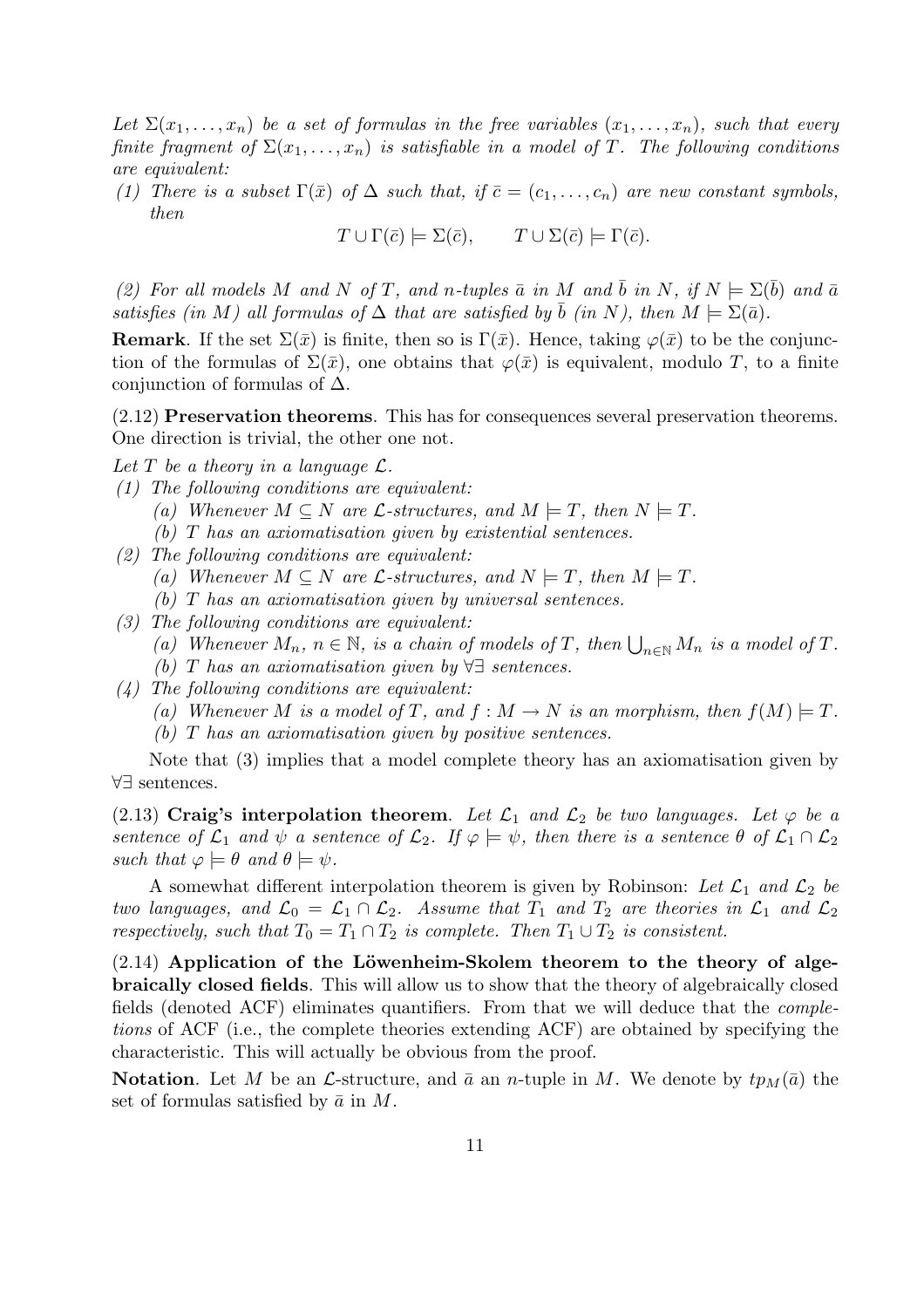*Let $\Sigma(x_1, \ldots, x_n)$ be a set of formulas in the free variables $(x_1, \ldots, x_n)$, such that every finite fragment of $\Sigma(x_1, \ldots, x_n)$ is satisfiable in a model of $T$. The following conditions are equivalent:*

*(1) There is a subset $\Gamma(\bar{x})$ of $\Delta$ such that, if $\bar{c} = (c_1, \ldots, c_n)$ are new constant symbols, then*

$$T \cup \Gamma(\bar{c}) \models \Sigma(\bar{c}), \qquad T \cup \Sigma(\bar{c}) \models \Gamma(\bar{c}).$$

*(2) For all models $M$ and $N$ of $T$, and $n$-tuples $\bar{a}$ in $M$ and $\bar{b}$ in $N$, if $N \models \Sigma(\bar{b})$ and $\bar{a}$ satisfies (in $M$) all formulas of $\Delta$ that are satisfied by $\bar{b}$ (in $N$), then $M \models \Sigma(\bar{a})$.*

**Remark**. If the set $\Sigma(\bar{x})$ is finite, then so is $\Gamma(\bar{x})$. Hence, taking $\varphi(\bar{x})$ to be the conjunction of the formulas of $\Sigma(\bar{x})$, one obtains that $\varphi(\bar{x})$ is equivalent, modulo $T$, to a finite conjunction of formulas of $\Delta$.

(2.12) **Preservation theorems**. This has for consequences several preservation theorems. One direction is trivial, the other one not.

*Let $T$ be a theory in a language $\mathcal{L}$.*

*(1) The following conditions are equivalent:*
- *(a) Whenever $M \subseteq N$ are $\mathcal{L}$-structures, and $M \models T$, then $N \models T$.*
- *(b) $T$ has an axiomatisation given by existential sentences.*

*(2) The following conditions are equivalent:*
- *(a) Whenever $M \subseteq N$ are $\mathcal{L}$-structures, and $N \models T$, then $M \models T$.*
- *(b) $T$ has an axiomatisation given by universal sentences.*

*(3) The following conditions are equivalent:*
- *(a) Whenever $M_n$, $n \in \mathbb{N}$, is a chain of models of $T$, then $\bigcup_{n\in\mathbb{N}} M_n$ is a model of $T$.*
- *(b) $T$ has an axiomatisation given by $\forall\exists$ sentences.*

*(4) The following conditions are equivalent:*
- *(a) Whenever $M$ is a model of $T$, and $f : M \to N$ is an morphism, then $f(M) \models T$.*
- *(b) $T$ has an axiomatisation given by positive sentences.*

Note that (3) implies that a model complete theory has an axiomatisation given by $\forall\exists$ sentences.

(2.13) **Craig's interpolation theorem**. *Let $\mathcal{L}_1$ and $\mathcal{L}_2$ be two languages. Let $\varphi$ be a sentence of $\mathcal{L}_1$ and $\psi$ a sentence of $\mathcal{L}_2$. If $\varphi \models \psi$, then there is a sentence $\theta$ of $\mathcal{L}_1 \cap \mathcal{L}_2$ such that $\varphi \models \theta$ and $\theta \models \psi$.*

A somewhat different interpolation theorem is given by Robinson: *Let $\mathcal{L}_1$ and $\mathcal{L}_2$ be two languages, and $\mathcal{L}_0 = \mathcal{L}_1 \cap \mathcal{L}_2$. Assume that $T_1$ and $T_2$ are theories in $\mathcal{L}_1$ and $\mathcal{L}_2$ respectively, such that $T_0 = T_1 \cap T_2$ is complete. Then $T_1 \cup T_2$ is consistent.*

(2.14) **Application of the Löwenheim-Skolem theorem to the theory of algebraically closed fields**. This will allow us to show that the theory of algebraically closed fields (denoted ACF) eliminates quantifiers. From that we will deduce that the *completions* of ACF (i.e., the complete theories extending ACF) are obtained by specifying the characteristic. This will actually be obvious from the proof.

**Notation**. Let $M$ be an $\mathcal{L}$-structure, and $\bar{a}$ an $n$-tuple in $M$. We denote by $tp_M(\bar{a})$ the set of formulas satisfied by $\bar{a}$ in $M$.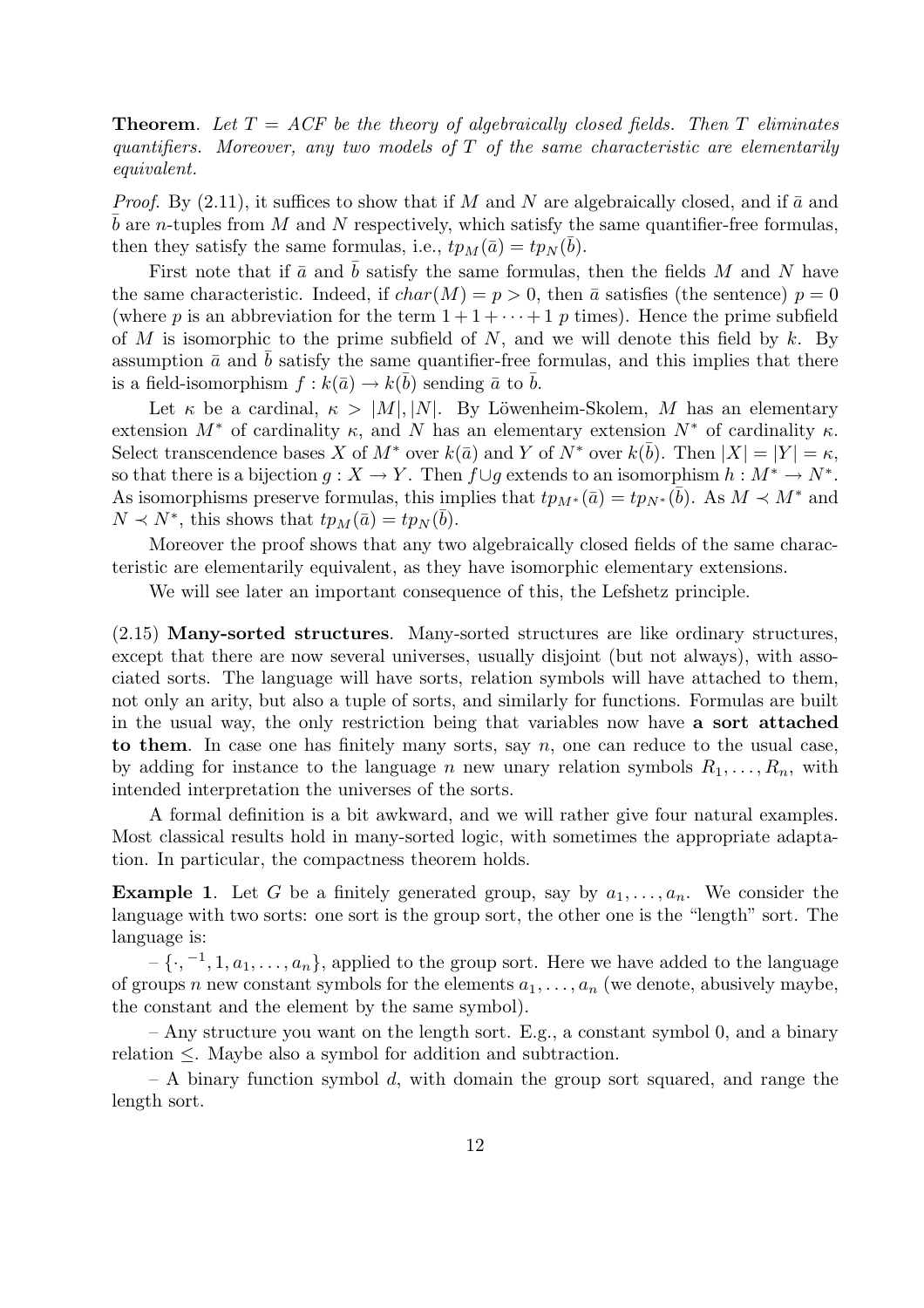**Theorem**. *Let $T = ACF$ be the theory of algebraically closed fields. Then $T$ eliminates quantifiers. Moreover, any two models of $T$ of the same characteristic are elementarily equivalent.*

*Proof.* By (2.11), it suffices to show that if $M$ and $N$ are algebraically closed, and if $\bar{a}$ and $\bar{b}$ are $n$-tuples from $M$ and $N$ respectively, which satisfy the same quantifier-free formulas, then they satisfy the same formulas, i.e., $tp_M(\bar{a}) = tp_N(\bar{b})$.

First note that if $\bar{a}$ and $\bar{b}$ satisfy the same formulas, then the fields $M$ and $N$ have the same characteristic. Indeed, if $char(M) = p > 0$, then $\bar{a}$ satisfies (the sentence) $p = 0$ (where $p$ is an abbreviation for the term $1 + 1 + \cdots + 1$ $p$ times). Hence the prime subfield of $M$ is isomorphic to the prime subfield of $N$, and we will denote this field by $k$. By assumption $\bar{a}$ and $\bar{b}$ satisfy the same quantifier-free formulas, and this implies that there is a field-isomorphism $f : k(\bar{a}) \to k(\bar{b})$ sending $\bar{a}$ to $\bar{b}$.

Let $\kappa$ be a cardinal, $\kappa > |M|, |N|$. By Löwenheim-Skolem, $M$ has an elementary extension $M^*$ of cardinality $\kappa$, and $N$ has an elementary extension $N^*$ of cardinality $\kappa$. Select transcendence bases $X$ of $M^*$ over $k(\bar{a})$ and $Y$ of $N^*$ over $k(\bar{b})$. Then $|X| = |Y| = \kappa$, so that there is a bijection $g : X \to Y$. Then $f \cup g$ extends to an isomorphism $h : M^* \to N^*$. As isomorphisms preserve formulas, this implies that $tp_{M^*}(\bar{a}) = tp_{N^*}(\bar{b})$. As $M \prec M^*$ and $N \prec N^*$, this shows that $tp_M(\bar{a}) = tp_N(\bar{b})$.

Moreover the proof shows that any two algebraically closed fields of the same characteristic are elementarily equivalent, as they have isomorphic elementary extensions.

We will see later an important consequence of this, the Lefshetz principle.

(2.15) **Many-sorted structures**. Many-sorted structures are like ordinary structures, except that there are now several universes, usually disjoint (but not always), with associated sorts. The language will have sorts, relation symbols will have attached to them, not only an arity, but also a tuple of sorts, and similarly for functions. Formulas are built in the usual way, the only restriction being that variables now have **a sort attached to them**. In case one has finitely many sorts, say $n$, one can reduce to the usual case, by adding for instance to the language $n$ new unary relation symbols $R_1, \ldots, R_n$, with intended interpretation the universes of the sorts.

A formal definition is a bit awkward, and we will rather give four natural examples. Most classical results hold in many-sorted logic, with sometimes the appropriate adaptation. In particular, the compactness theorem holds.

**Example 1**. Let $G$ be a finitely generated group, say by $a_1, \ldots, a_n$. We consider the language with two sorts: one sort is the group sort, the other one is the "length" sort. The language is:

– $\{\cdot, ^{-1}, 1, a_1, \ldots, a_n\}$, applied to the group sort. Here we have added to the language of groups $n$ new constant symbols for the elements $a_1, \ldots, a_n$ (we denote, abusively maybe, the constant and the element by the same symbol).

– Any structure you want on the length sort. E.g., a constant symbol 0, and a binary relation $\leq$. Maybe also a symbol for addition and subtraction.

– A binary function symbol $d$, with domain the group sort squared, and range the length sort.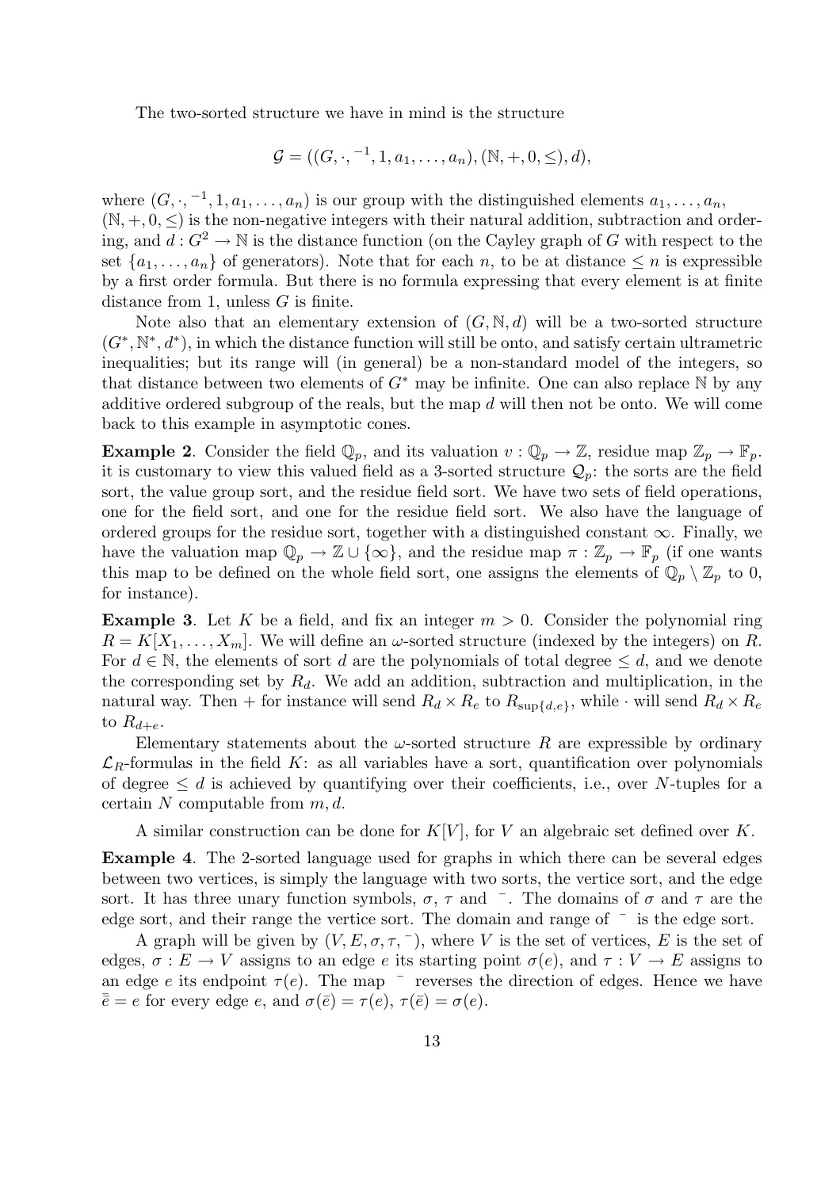The two-sorted structure we have in mind is the structure

$$\mathcal{G} = ((G, \cdot, ^{-1}, 1, a_1, \dots, a_n), (\mathbb{N}, +, 0, \leq), d),$$

where $(G, \cdot, ^{-1}, 1, a_1, \dots, a_n)$ is our group with the distinguished elements $a_1, \dots, a_n$, $(\mathbb{N}, +, 0, \leq)$ is the non-negative integers with their natural addition, subtraction and ordering, and $d : G^2 \to \mathbb{N}$ is the distance function (on the Cayley graph of $G$ with respect to the set $\{a_1, \dots, a_n\}$ of generators). Note that for each $n$, to be at distance $\leq n$ is expressible by a first order formula. But there is no formula expressing that every element is at finite distance from 1, unless $G$ is finite.

Note also that an elementary extension of $(G, \mathbb{N}, d)$ will be a two-sorted structure $(G^*, \mathbb{N}^*, d^*)$, in which the distance function will still be onto, and satisfy certain ultrametric inequalities; but its range will (in general) be a non-standard model of the integers, so that distance between two elements of $G^*$ may be infinite. One can also replace $\mathbb{N}$ by any additive ordered subgroup of the reals, but the map $d$ will then not be onto. We will come back to this example in asymptotic cones.

**Example 2**. Consider the field $\mathbb{Q}_p$, and its valuation $v : \mathbb{Q}_p \to \mathbb{Z}$, residue map $\mathbb{Z}_p \to \mathbb{F}_p$. it is customary to view this valued field as a 3-sorted structure $\mathcal{Q}_p$: the sorts are the field sort, the value group sort, and the residue field sort. We have two sets of field operations, one for the field sort, and one for the residue field sort. We also have the language of ordered groups for the residue sort, together with a distinguished constant $\infty$. Finally, we have the valuation map $\mathbb{Q}_p \to \mathbb{Z} \cup \{\infty\}$, and the residue map $\pi : \mathbb{Z}_p \to \mathbb{F}_p$ (if one wants this map to be defined on the whole field sort, one assigns the elements of $\mathbb{Q}_p \setminus \mathbb{Z}_p$ to 0, for instance).

**Example 3**. Let $K$ be a field, and fix an integer $m > 0$. Consider the polynomial ring $R = K[X_1, \dots, X_m]$. We will define an $\omega$-sorted structure (indexed by the integers) on $R$. For $d \in \mathbb{N}$, the elements of sort $d$ are the polynomials of total degree $\leq d$, and we denote the corresponding set by $R_d$. We add an addition, subtraction and multiplication, in the natural way. Then $+$ for instance will send $R_d \times R_e$ to $R_{\sup\{d,e\}}$, while $\cdot$ will send $R_d \times R_e$ to $R_{d+e}$.

Elementary statements about the $\omega$-sorted structure $R$ are expressible by ordinary $\mathcal{L}_R$-formulas in the field $K$: as all variables have a sort, quantification over polynomials of degree $\leq d$ is achieved by quantifying over their coefficients, i.e., over $N$-tuples for a certain $N$ computable from $m, d$.

A similar construction can be done for $K[V]$, for $V$ an algebraic set defined over $K$.

**Example 4**. The 2-sorted language used for graphs in which there can be several edges between two vertices, is simply the language with two sorts, the vertice sort, and the edge sort. It has three unary function symbols, $\sigma$, $\tau$ and $^{-}$. The domains of $\sigma$ and $\tau$ are the edge sort, and their range the vertice sort. The domain and range of $^{-}$ is the edge sort.

A graph will be given by $(V, E, \sigma, \tau, ^{-})$, where $V$ is the set of vertices, $E$ is the set of edges, $\sigma : E \to V$ assigns to an edge $e$ its starting point $\sigma(e)$, and $\tau : V \to E$ assigns to an edge $e$ its endpoint $\tau(e)$. The map $^{-}$ reverses the direction of edges. Hence we have $\bar{\bar{e}} = e$ for every edge $e$, and $\sigma(\bar{e}) = \tau(e)$, $\tau(\bar{e}) = \sigma(e)$.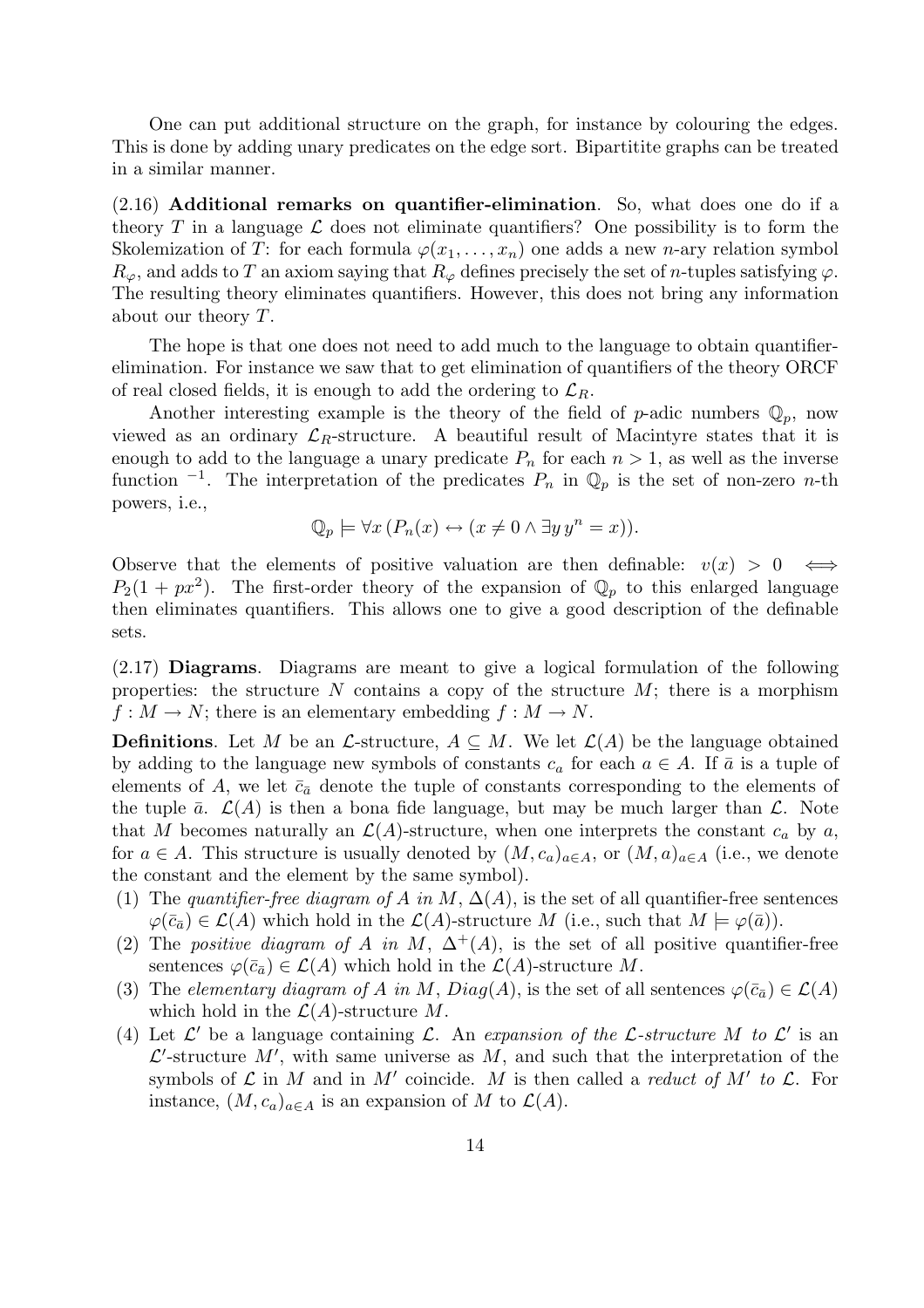One can put additional structure on the graph, for instance by colouring the edges. This is done by adding unary predicates on the edge sort. Bipartitite graphs can be treated in a similar manner.

(2.16) **Additional remarks on quantifier-elimination**. So, what does one do if a theory $T$ in a language $\mathcal{L}$ does not eliminate quantifiers? One possibility is to form the Skolemization of $T$: for each formula $\varphi(x_1, \ldots, x_n)$ one adds a new $n$-ary relation symbol $R_\varphi$, and adds to $T$ an axiom saying that $R_\varphi$ defines precisely the set of $n$-tuples satisfying $\varphi$. The resulting theory eliminates quantifiers. However, this does not bring any information about our theory $T$.

The hope is that one does not need to add much to the language to obtain quantifier-elimination. For instance we saw that to get elimination of quantifiers of the theory ORCF of real closed fields, it is enough to add the ordering to $\mathcal{L}_R$.

Another interesting example is the theory of the field of $p$-adic numbers $\mathbb{Q}_p$, now viewed as an ordinary $\mathcal{L}_R$-structure. A beautiful result of Macintyre states that it is enough to add to the language a unary predicate $P_n$ for each $n > 1$, as well as the inverse function $^{-1}$. The interpretation of the predicates $P_n$ in $\mathbb{Q}_p$ is the set of non-zero $n$-th powers, i.e.,

$$\mathbb{Q}_p \models \forall x \, (P_n(x) \leftrightarrow (x \neq 0 \wedge \exists y \, y^n = x)).$$

Observe that the elements of positive valuation are then definable: $v(x) > 0 \iff P_2(1 + px^2)$. The first-order theory of the expansion of $\mathbb{Q}_p$ to this enlarged language then eliminates quantifiers. This allows one to give a good description of the definable sets.

(2.17) **Diagrams**. Diagrams are meant to give a logical formulation of the following properties: the structure $N$ contains a copy of the structure $M$; there is a morphism $f : M \to N$; there is an elementary embedding $f : M \to N$.

**Definitions**. Let $M$ be an $\mathcal{L}$-structure, $A \subseteq M$. We let $\mathcal{L}(A)$ be the language obtained by adding to the language new symbols of constants $c_a$ for each $a \in A$. If $\bar{a}$ is a tuple of elements of $A$, we let $\bar{c}_{\bar{a}}$ denote the tuple of constants corresponding to the elements of the tuple $\bar{a}$. $\mathcal{L}(A)$ is then a bona fide language, but may be much larger than $\mathcal{L}$. Note that $M$ becomes naturally an $\mathcal{L}(A)$-structure, when one interprets the constant $c_a$ by $a$, for $a \in A$. This structure is usually denoted by $(M, c_a)_{a \in A}$, or $(M, a)_{a \in A}$ (i.e., we denote the constant and the element by the same symbol).

(1) The *quantifier-free diagram of $A$ in $M$*, $\Delta(A)$, is the set of all quantifier-free sentences $\varphi(\bar{c}_{\bar{a}}) \in \mathcal{L}(A)$ which hold in the $\mathcal{L}(A)$-structure $M$ (i.e., such that $M \models \varphi(\bar{a})$).
(2) The *positive diagram of $A$ in $M$*, $\Delta^+(A)$, is the set of all positive quantifier-free sentences $\varphi(\bar{c}_{\bar{a}}) \in \mathcal{L}(A)$ which hold in the $\mathcal{L}(A)$-structure $M$.
(3) The *elementary diagram of $A$ in $M$*, $Diag(A)$, is the set of all sentences $\varphi(\bar{c}_{\bar{a}}) \in \mathcal{L}(A)$ which hold in the $\mathcal{L}(A)$-structure $M$.
(4) Let $\mathcal{L}'$ be a language containing $\mathcal{L}$. An *expansion of the $\mathcal{L}$-structure $M$ to $\mathcal{L}'$* is an $\mathcal{L}'$-structure $M'$, with same universe as $M$, and such that the interpretation of the symbols of $\mathcal{L}$ in $M$ and in $M'$ coincide. $M$ is then called a *reduct of $M'$ to $\mathcal{L}$*. For instance, $(M, c_a)_{a \in A}$ is an expansion of $M$ to $\mathcal{L}(A)$.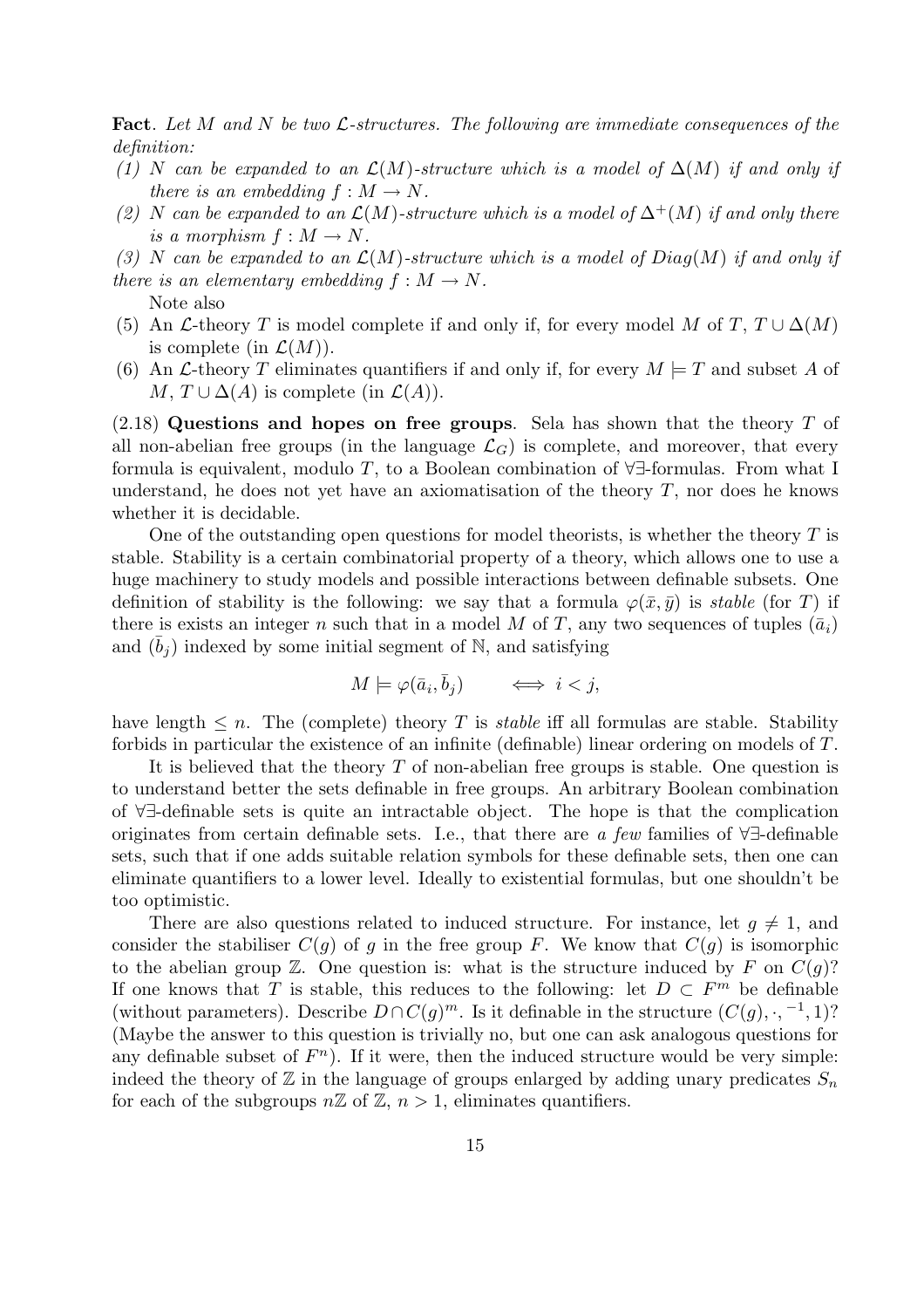**Fact**. *Let $M$ and $N$ be two $\mathcal{L}$-structures. The following are immediate consequences of the definition:*

*(1) $N$ can be expanded to an $\mathcal{L}(M)$-structure which is a model of $\Delta(M)$ if and only if there is an embedding $f : M \to N$.*

*(2) $N$ can be expanded to an $\mathcal{L}(M)$-structure which is a model of $\Delta^+(M)$ if and only there is a morphism $f : M \to N$.*

*(3) $N$ can be expanded to an $\mathcal{L}(M)$-structure which is a model of $Diag(M)$ if and only if there is an elementary embedding $f : M \to N$.*

Note also

(5) An $\mathcal{L}$-theory $T$ is model complete if and only if, for every model $M$ of $T$, $T \cup \Delta(M)$ is complete (in $\mathcal{L}(M)$).

(6) An $\mathcal{L}$-theory $T$ eliminates quantifiers if and only if, for every $M \models T$ and subset $A$ of $M$, $T \cup \Delta(A)$ is complete (in $\mathcal{L}(A)$).

(2.18) **Questions and hopes on free groups**. Sela has shown that the theory $T$ of all non-abelian free groups (in the language $\mathcal{L}_G$) is complete, and moreover, that every formula is equivalent, modulo $T$, to a Boolean combination of $\forall\exists$-formulas. From what I understand, he does not yet have an axiomatisation of the theory $T$, nor does he knows whether it is decidable.

One of the outstanding open questions for model theorists, is whether the theory $T$ is stable. Stability is a certain combinatorial property of a theory, which allows one to use a huge machinery to study models and possible interactions between definable subsets. One definition of stability is the following: we say that a formula $\varphi(\bar{x}, \bar{y})$ is *stable* (for $T$) if there is exists an integer $n$ such that in a model $M$ of $T$, any two sequences of tuples $(\bar{a}_i)$ and $(\bar{b}_j)$ indexed by some initial segment of $\mathbb{N}$, and satisfying

$$M \models \varphi(\bar{a}_i, \bar{b}_j) \qquad \Longleftrightarrow \; i < j,$$

have length $\leq n$. The (complete) theory $T$ is *stable* iff all formulas are stable. Stability forbids in particular the existence of an infinite (definable) linear ordering on models of $T$.

It is believed that the theory $T$ of non-abelian free groups is stable. One question is to understand better the sets definable in free groups. An arbitrary Boolean combination of $\forall\exists$-definable sets is quite an intractable object. The hope is that the complication originates from certain definable sets. I.e., that there are *a few* families of $\forall\exists$-definable sets, such that if one adds suitable relation symbols for these definable sets, then one can eliminate quantifiers to a lower level. Ideally to existential formulas, but one shouldn't be too optimistic.

There are also questions related to induced structure. For instance, let $g \neq 1$, and consider the stabiliser $C(g)$ of $g$ in the free group $F$. We know that $C(g)$ is isomorphic to the abelian group $\mathbb{Z}$. One question is: what is the structure induced by $F$ on $C(g)$? If one knows that $T$ is stable, this reduces to the following: let $D \subset F^m$ be definable (without parameters). Describe $D \cap C(g)^m$. Is it definable in the structure $(C(g), \cdot, ^{-1}, 1)$? (Maybe the answer to this question is trivially no, but one can ask analogous questions for any definable subset of $F^n$). If it were, then the induced structure would be very simple: indeed the theory of $\mathbb{Z}$ in the language of groups enlarged by adding unary predicates $S_n$ for each of the subgroups $n\mathbb{Z}$ of $\mathbb{Z}$, $n > 1$, eliminates quantifiers.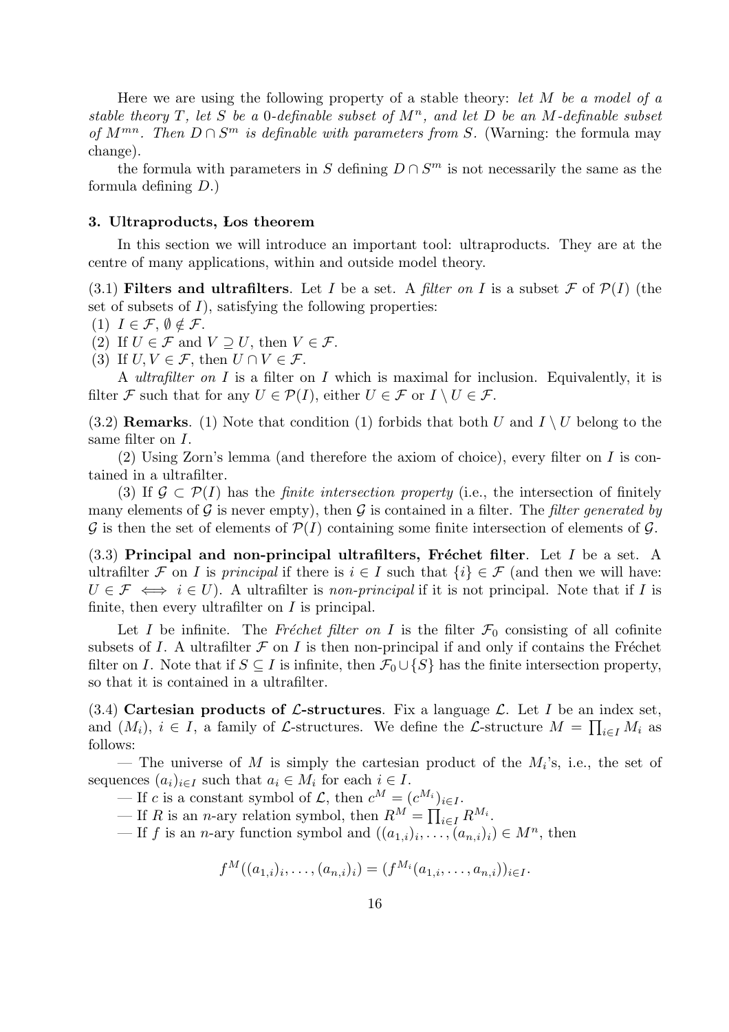Here we are using the following property of a stable theory: *let $M$ be a model of a stable theory $T$, let $S$ be a 0-definable subset of $M^n$, and let $D$ be an $M$-definable subset of $M^{mn}$. Then $D \cap S^m$ is definable with parameters from $S$.* (Warning: the formula may change).

the formula with parameters in $S$ defining $D \cap S^m$ is not necessarily the same as the formula defining $D$.)

### 3. Ultraproducts, Łos theorem

In this section we will introduce an important tool: ultraproducts. They are at the centre of many applications, within and outside model theory.

(3.1) **Filters and ultrafilters**. Let $I$ be a set. A *filter on* $I$ is a subset $\mathcal{F}$ of $\mathcal{P}(I)$ (the set of subsets of $I$), satisfying the following properties:

(1) $I \in \mathcal{F}$, $\emptyset \notin \mathcal{F}$.

(2) If $U \in \mathcal{F}$ and $V \supseteq U$, then $V \in \mathcal{F}$.

(3) If $U, V \in \mathcal{F}$, then $U \cap V \in \mathcal{F}$.

A *ultrafilter on* $I$ is a filter on $I$ which is maximal for inclusion. Equivalently, it is filter $\mathcal{F}$ such that for any $U \in \mathcal{P}(I)$, either $U \in \mathcal{F}$ or $I \setminus U \in \mathcal{F}$.

(3.2) **Remarks**. (1) Note that condition (1) forbids that both $U$ and $I \setminus U$ belong to the same filter on $I$.

(2) Using Zorn's lemma (and therefore the axiom of choice), every filter on $I$ is contained in a ultrafilter.

(3) If $\mathcal{G} \subset \mathcal{P}(I)$ has the *finite intersection property* (i.e., the intersection of finitely many elements of $\mathcal{G}$ is never empty), then $\mathcal{G}$ is contained in a filter. The *filter generated by* $\mathcal{G}$ is then the set of elements of $\mathcal{P}(I)$ containing some finite intersection of elements of $\mathcal{G}$.

(3.3) **Principal and non-principal ultrafilters, Fréchet filter**. Let $I$ be a set. A ultrafilter $\mathcal{F}$ on $I$ is *principal* if there is $i \in I$ such that $\{i\} \in \mathcal{F}$ (and then we will have: $U \in \mathcal{F} \iff i \in U$). A ultrafilter is *non-principal* if it is not principal. Note that if $I$ is finite, then every ultrafilter on $I$ is principal.

Let $I$ be infinite. The *Fréchet filter on* $I$ is the filter $\mathcal{F}_0$ consisting of all cofinite subsets of $I$. A ultrafilter $\mathcal{F}$ on $I$ is then non-principal if and only if contains the Fréchet filter on $I$. Note that if $S \subseteq I$ is infinite, then $\mathcal{F}_0 \cup \{S\}$ has the finite intersection property, so that it is contained in a ultrafilter.

(3.4) **Cartesian products of $\mathcal{L}$-structures**. Fix a language $\mathcal{L}$. Let $I$ be an index set, and $(M_i)$, $i \in I$, a family of $\mathcal{L}$-structures. We define the $\mathcal{L}$-structure $M = \prod_{i \in I} M_i$ as follows:

— The universe of $M$ is simply the cartesian product of the $M_i$'s, i.e., the set of sequences $(a_i)_{i \in I}$ such that $a_i \in M_i$ for each $i \in I$.

— If $c$ is a constant symbol of $\mathcal{L}$, then $c^M = (c^{M_i})_{i \in I}$.

— If $R$ is an $n$-ary relation symbol, then $R^M = \prod_{i \in I} R^{M_i}$.

— If $f$ is an $n$-ary function symbol and $((a_{1,i})_i, \dots, (a_{n,i})_i) \in M^n$, then

$$f^M((a_{1,i})_i, \dots, (a_{n,i})_i) = (f^{M_i}(a_{1,i}, \dots, a_{n,i}))_{i \in I}.$$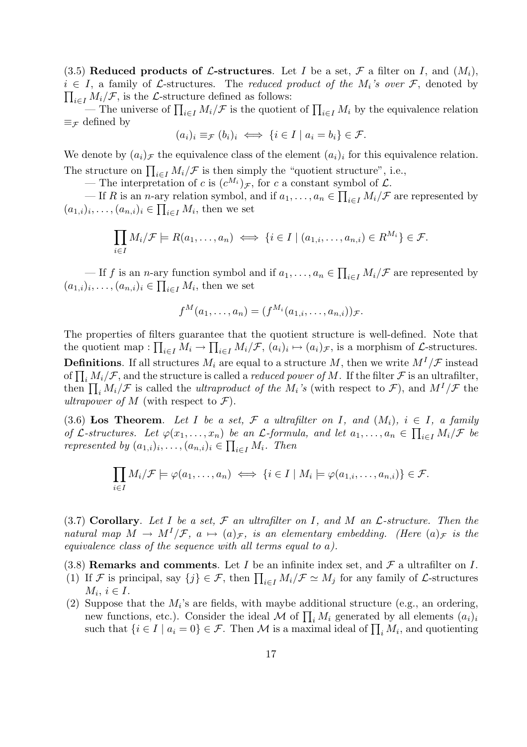(3.5) **Reduced products of $\mathcal{L}$-structures**. Let $I$ be a set, $\mathcal{F}$ a filter on $I$, and $(M_i)$, $i \in I$, a family of $\mathcal{L}$-structures. The *reduced product of the $M_i$'s over $\mathcal{F}$*, denoted by $\prod_{i\in I} M_i/\mathcal{F}$, is the $\mathcal{L}$-structure defined as follows:

— The universe of $\prod_{i\in I} M_i/\mathcal{F}$ is the quotient of $\prod_{i\in I} M_i$ by the equivalence relation $\equiv_{\mathcal{F}}$ defined by

$$(a_i)_i \equiv_{\mathcal{F}} (b_i)_i \iff \{i \in I \mid a_i = b_i\} \in \mathcal{F}.$$

We denote by $(a_i)_{\mathcal{F}}$ the equivalence class of the element $(a_i)_i$ for this equivalence relation. The structure on $\prod_{i\in I} M_i/\mathcal{F}$ is then simply the "quotient structure", i.e.,

— The interpretation of $c$ is $(c^{M_i})_{\mathcal{F}}$, for $c$ a constant symbol of $\mathcal{L}$.

— If $R$ is an $n$-ary relation symbol, and if $a_1, \ldots, a_n \in \prod_{i\in I} M_i/\mathcal{F}$ are represented by $(a_{1,i})_i, \ldots, (a_{n,i})_i \in \prod_{i\in I} M_i$, then we set

$$\prod_{i\in I} M_i/\mathcal{F} \models R(a_1, \ldots, a_n) \iff \{i \in I \mid (a_{1,i}, \ldots, a_{n,i}) \in R^{M_i}\} \in \mathcal{F}.$$

— If $f$ is an $n$-ary function symbol and if $a_1, \ldots, a_n \in \prod_{i\in I} M_i/\mathcal{F}$ are represented by $(a_{1,i})_i, \ldots, (a_{n,i})_i \in \prod_{i\in I} M_i$, then we set

$$f^M(a_1, \ldots, a_n) = (f^{M_i}(a_{1,i}, \ldots, a_{n,i}))_{\mathcal{F}}.$$

The properties of filters guarantee that the quotient structure is well-defined. Note that the quotient map : $\prod_{i\in I} M_i \to \prod_{i\in I} M_i/\mathcal{F}$, $(a_i)_i \mapsto (a_i)_{\mathcal{F}}$, is a morphism of $\mathcal{L}$-structures.

**Definitions**. If all structures $M_i$ are equal to a structure $M$, then we write $M^I/\mathcal{F}$ instead of $\prod_i M_i/\mathcal{F}$, and the structure is called a *reduced power of $M$*. If the filter $\mathcal{F}$ is an ultrafilter, then $\prod_i M_i/\mathcal{F}$ is called the *ultraproduct of the $M_i$'s* (with respect to $\mathcal{F}$), and $M^I/\mathcal{F}$ the *ultrapower of $M$* (with respect to $\mathcal{F}$).

(3.6) **Łos Theorem**. *Let $I$ be a set, $\mathcal{F}$ a ultrafilter on $I$, and $(M_i)$, $i \in I$, a family of $\mathcal{L}$-structures. Let $\varphi(x_1, \ldots, x_n)$ be an $\mathcal{L}$-formula, and let $a_1, \ldots, a_n \in \prod_{i\in I} M_i/\mathcal{F}$ be represented by $(a_{1,i})_i, \ldots, (a_{n,i})_i \in \prod_{i\in I} M_i$. Then*

$$\prod_{i\in I} M_i/\mathcal{F} \models \varphi(a_1, \ldots, a_n) \iff \{i \in I \mid M_i \models \varphi(a_{1,i}, \ldots, a_{n,i})\} \in \mathcal{F}.$$

(3.7) **Corollary**. *Let $I$ be a set, $\mathcal{F}$ an ultrafilter on $I$, and $M$ an $\mathcal{L}$-structure. Then the natural map $M \to M^I/\mathcal{F}$, $a \mapsto (a)_{\mathcal{F}}$, is an elementary embedding. (Here $(a)_{\mathcal{F}}$ is the equivalence class of the sequence with all terms equal to $a$).*

(3.8) **Remarks and comments**. Let $I$ be an infinite index set, and $\mathcal{F}$ a ultrafilter on $I$.

(1) If $\mathcal{F}$ is principal, say $\{j\} \in \mathcal{F}$, then $\prod_{i\in I} M_i/\mathcal{F} \simeq M_j$ for any family of $\mathcal{L}$-structures $M_i$, $i \in I$.

(2) Suppose that the $M_i$'s are fields, with maybe additional structure (e.g., an ordering, new functions, etc.). Consider the ideal $\mathcal{M}$ of $\prod_i M_i$ generated by all elements $(a_i)_i$ such that $\{i \in I \mid a_i = 0\} \in \mathcal{F}$. Then $\mathcal{M}$ is a maximal ideal of $\prod_i M_i$, and quotienting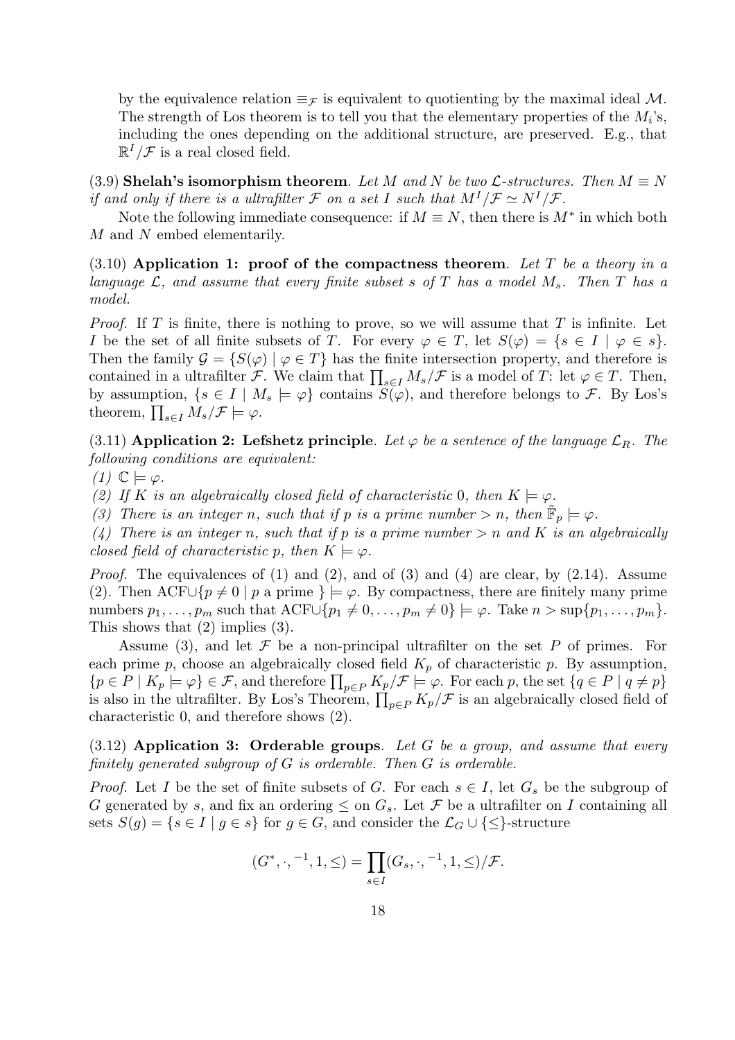by the equivalence relation $\equiv_{\mathcal{F}}$ is equivalent to quotienting by the maximal ideal $\mathcal{M}$. The strength of Łos theorem is to tell you that the elementary properties of the $M_i$'s, including the ones depending on the additional structure, are preserved. E.g., that $\mathbb{R}^I/\mathcal{F}$ is a real closed field.

(3.9) **Shelah's isomorphism theorem**. *Let $M$ and $N$ be two $\mathcal{L}$-structures. Then $M \equiv N$ if and only if there is a ultrafilter $\mathcal{F}$ on a set $I$ such that $M^I/\mathcal{F} \simeq N^I/\mathcal{F}$.*

Note the following immediate consequence: if $M \equiv N$, then there is $M^*$ in which both $M$ and $N$ embed elementarily.

(3.10) **Application 1: proof of the compactness theorem**. *Let $T$ be a theory in a language $\mathcal{L}$, and assume that every finite subset $s$ of $T$ has a model $M_s$. Then $T$ has a model.*

*Proof.* If $T$ is finite, there is nothing to prove, so we will assume that $T$ is infinite. Let $I$ be the set of all finite subsets of $T$. For every $\varphi \in T$, let $S(\varphi) = \{s \in I \mid \varphi \in s\}$. Then the family $\mathcal{G} = \{S(\varphi) \mid \varphi \in T\}$ has the finite intersection property, and therefore is contained in a ultrafilter $\mathcal{F}$. We claim that $\prod_{s \in I} M_s/\mathcal{F}$ is a model of $T$: let $\varphi \in T$. Then, by assumption, $\{s \in I \mid M_s \models \varphi\}$ contains $S(\varphi)$, and therefore belongs to $\mathcal{F}$. By Łos's theorem, $\prod_{s \in I} M_s/\mathcal{F} \models \varphi$.

(3.11) **Application 2: Lefshetz principle**. *Let $\varphi$ be a sentence of the language $\mathcal{L}_R$. The following conditions are equivalent:*

*(1) $\mathbb{C} \models \varphi$.*

*(2) If $K$ is an algebraically closed field of characteristic 0, then $K \models \varphi$.*

*(3) There is an integer $n$, such that if $p$ is a prime number $> n$, then $\tilde{\mathbb{F}}_p \models \varphi$.*

*(4) There is an integer $n$, such that if $p$ is a prime number $> n$ and $K$ is an algebraically closed field of characteristic $p$, then $K \models \varphi$.*

*Proof.* The equivalences of (1) and (2), and of (3) and (4) are clear, by (2.14). Assume (2). Then ACF$\cup\{p \neq 0 \mid p \text{ a prime }\} \models \varphi$. By compactness, there are finitely many prime numbers $p_1, \ldots, p_m$ such that ACF$\cup\{p_1 \neq 0, \ldots, p_m \neq 0\} \models \varphi$. Take $n > \sup\{p_1, \ldots, p_m\}$. This shows that (2) implies (3).

Assume (3), and let $\mathcal{F}$ be a non-principal ultrafilter on the set $P$ of primes. For each prime $p$, choose an algebraically closed field $K_p$ of characteristic $p$. By assumption, $\{p \in P \mid K_p \models \varphi\} \in \mathcal{F}$, and therefore $\prod_{p \in P} K_p/\mathcal{F} \models \varphi$. For each $p$, the set $\{q \in P \mid q \neq p\}$ is also in the ultrafilter. By Łos's Theorem, $\prod_{p \in P} K_p/\mathcal{F}$ is an algebraically closed field of characteristic 0, and therefore shows (2).

(3.12) **Application 3: Orderable groups**. *Let $G$ be a group, and assume that every finitely generated subgroup of $G$ is orderable. Then $G$ is orderable.*

*Proof.* Let $I$ be the set of finite subsets of $G$. For each $s \in I$, let $G_s$ be the subgroup of $G$ generated by $s$, and fix an ordering $\leq$ on $G_s$. Let $\mathcal{F}$ be a ultrafilter on $I$ containing all sets $S(g) = \{s \in I \mid g \in s\}$ for $g \in G$, and consider the $\mathcal{L}_G \cup \{\leq\}$-structure

$$(G^*, \cdot, ^{-1}, 1, \leq) = \prod_{s \in I} (G_s, \cdot, ^{-1}, 1, \leq)/\mathcal{F}.$$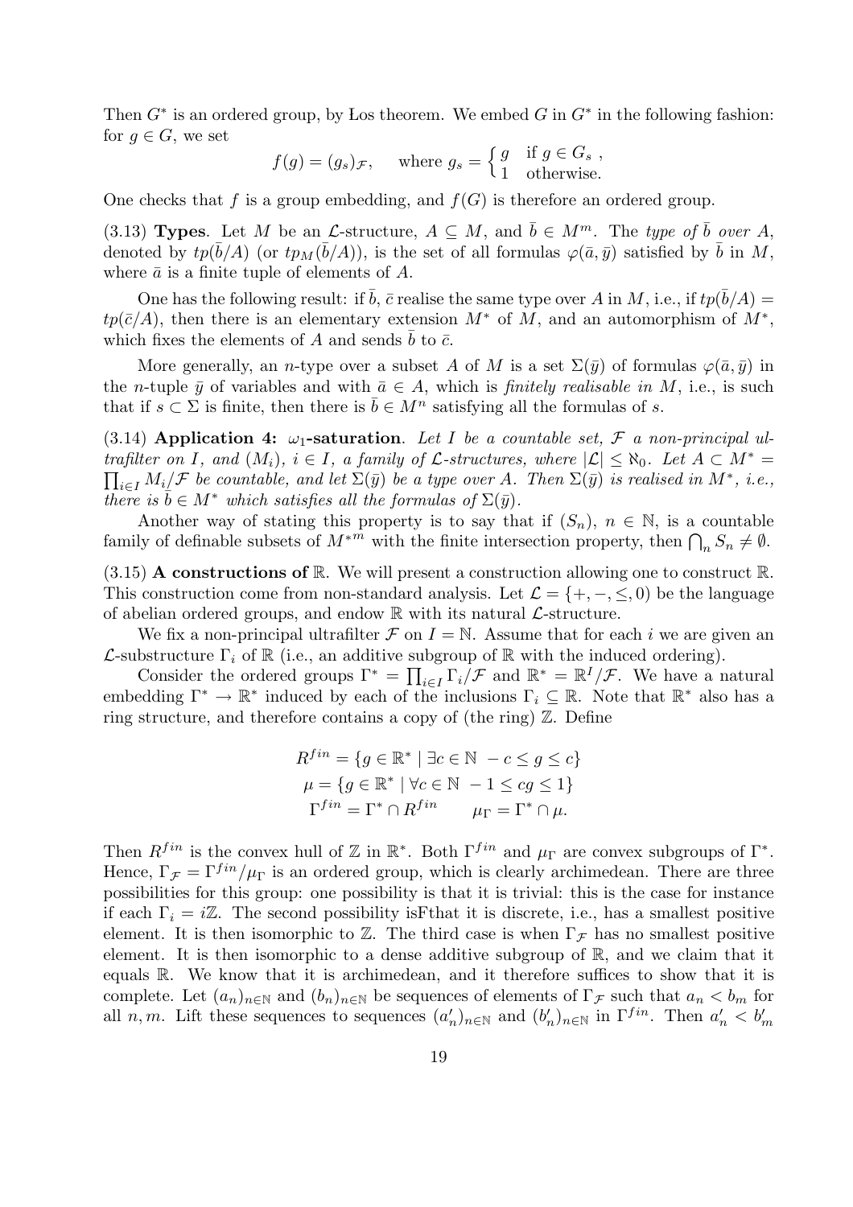Then $G^*$ is an ordered group, by Łos theorem. We embed $G$ in $G^*$ in the following fashion: for $g \in G$, we set

$$f(g) = (g_s)_{\mathcal{F}}, \quad \text{where } g_s = \begin{cases} g & \text{if } g \in G_s \, , \\ 1 & \text{otherwise.} \end{cases}$$

One checks that $f$ is a group embedding, and $f(G)$ is therefore an ordered group.

(3.13) **Types**. Let $M$ be an $\mathcal{L}$-structure, $A \subseteq M$, and $\bar{b} \in M^m$. The *type of $\bar{b}$ over $A$*, denoted by $tp(\bar{b}/A)$ (or $tp_M(\bar{b}/A)$), is the set of all formulas $\varphi(\bar{a}, \bar{y})$ satisfied by $\bar{b}$ in $M$, where $\bar{a}$ is a finite tuple of elements of $A$.

One has the following result: if $\bar{b}$, $\bar{c}$ realise the same type over $A$ in $M$, i.e., if $tp(\bar{b}/A) = tp(\bar{c}/A)$, then there is an elementary extension $M^*$ of $M$, and an automorphism of $M^*$, which fixes the elements of $A$ and sends $\bar{b}$ to $\bar{c}$.

More generally, an $n$-type over a subset $A$ of $M$ is a set $\Sigma(\bar{y})$ of formulas $\varphi(\bar{a}, \bar{y})$ in the $n$-tuple $\bar{y}$ of variables and with $\bar{a} \in A$, which is *finitely realisable in* $M$, i.e., is such that if $s \subset \Sigma$ is finite, then there is $\bar{b} \in M^n$ satisfying all the formulas of $s$.

(3.14) **Application 4: $\omega_1$-saturation**. *Let $I$ be a countable set, $\mathcal{F}$ a non-principal ultrafilter on $I$, and $(M_i)$, $i \in I$, a family of $\mathcal{L}$-structures, where $|\mathcal{L}| \leq \aleph_0$. Let $A \subset M^* = \prod_{i \in I} M_i/\mathcal{F}$ be countable, and let $\Sigma(\bar{y})$ be a type over $A$. Then $\Sigma(\bar{y})$ is realised in $M^*$, i.e., there is $\bar{b} \in M^*$ which satisfies all the formulas of $\Sigma(\bar{y})$.*

Another way of stating this property is to say that if $(S_n)$, $n \in \mathbb{N}$, is a countable family of definable subsets of $M^{*m}$ with the finite intersection property, then $\bigcap_n S_n \neq \emptyset$.

(3.15) **A constructions of $\mathbb{R}$**. We will present a construction allowing one to construct $\mathbb{R}$. This construction come from non-standard analysis. Let $\mathcal{L} = \{+, -, \leq, 0)$ be the language of abelian ordered groups, and endow $\mathbb{R}$ with its natural $\mathcal{L}$-structure.

We fix a non-principal ultrafilter $\mathcal{F}$ on $I = \mathbb{N}$. Assume that for each $i$ we are given an $\mathcal{L}$-substructure $\Gamma_i$ of $\mathbb{R}$ (i.e., an additive subgroup of $\mathbb{R}$ with the induced ordering).

Consider the ordered groups $\Gamma^* = \prod_{i \in I} \Gamma_i/\mathcal{F}$ and $\mathbb{R}^* = \mathbb{R}^I/\mathcal{F}$. We have a natural embedding $\Gamma^* \to \mathbb{R}^*$ induced by each of the inclusions $\Gamma_i \subseteq \mathbb{R}$. Note that $\mathbb{R}^*$ also has a ring structure, and therefore contains a copy of (the ring) $\mathbb{Z}$. Define

$$R^{fin} = \{g \in \mathbb{R}^* \mid \exists c \in \mathbb{N} \; -c \leq g \leq c\}$$
$$\mu = \{g \in \mathbb{R}^* \mid \forall c \in \mathbb{N} \; -1 \leq cg \leq 1\}$$
$$\Gamma^{fin} = \Gamma^* \cap R^{fin} \qquad \mu_\Gamma = \Gamma^* \cap \mu.$$

Then $R^{fin}$ is the convex hull of $\mathbb{Z}$ in $\mathbb{R}^*$. Both $\Gamma^{fin}$ and $\mu_\Gamma$ are convex subgroups of $\Gamma^*$. Hence, $\Gamma_{\mathcal{F}} = \Gamma^{fin}/\mu_\Gamma$ is an ordered group, which is clearly archimedean. There are three possibilities for this group: one possibility is that it is trivial: this is the case for instance if each $\Gamma_i = i\mathbb{Z}$. The second possibility isFthat it is discrete, i.e., has a smallest positive element. It is then isomorphic to $\mathbb{Z}$. The third case is when $\Gamma_{\mathcal{F}}$ has no smallest positive element. It is then isomorphic to a dense additive subgroup of $\mathbb{R}$, and we claim that it equals $\mathbb{R}$. We know that it is archimedean, and it therefore suffices to show that it is complete. Let $(a_n)_{n \in \mathbb{N}}$ and $(b_n)_{n \in \mathbb{N}}$ be sequences of elements of $\Gamma_{\mathcal{F}}$ such that $a_n < b_m$ for all $n, m$. Lift these sequences to sequences $(a'_n)_{n \in \mathbb{N}}$ and $(b'_n)_{n \in \mathbb{N}}$ in $\Gamma^{fin}$. Then $a'_n < b'_m$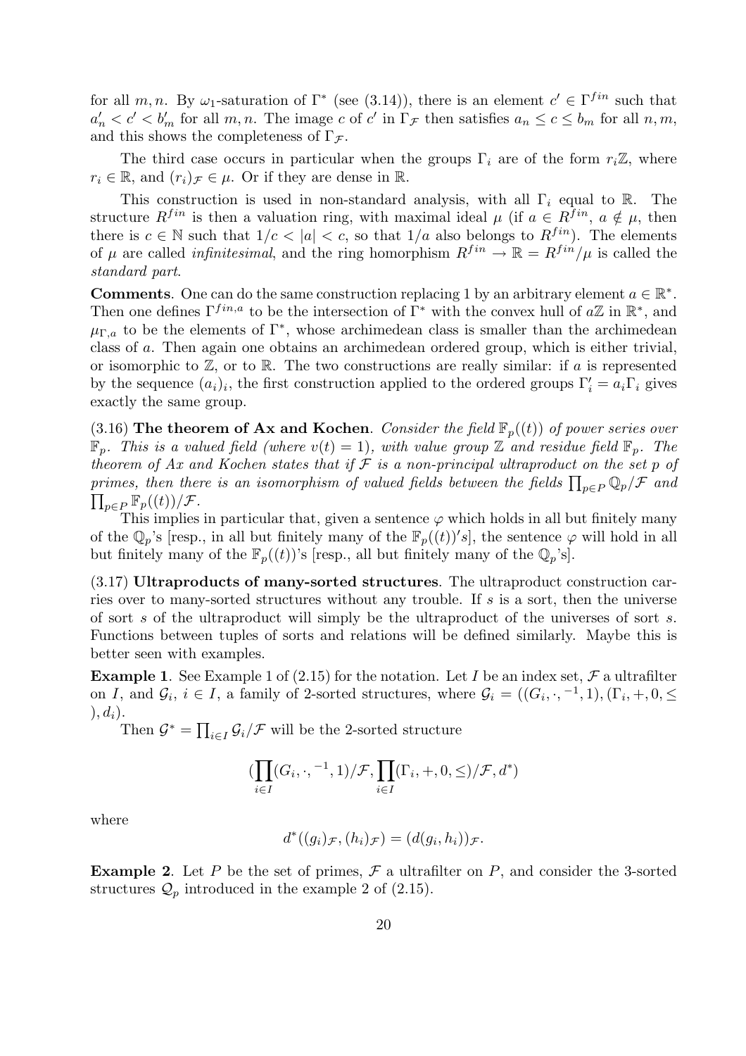for all $m, n$. By $\omega_1$-saturation of $\Gamma^*$ (see (3.14)), there is an element $c' \in \Gamma^{fin}$ such that $a'_n < c' < b'_m$ for all $m, n$. The image $c$ of $c'$ in $\Gamma_{\mathcal{F}}$ then satisfies $a_n \leq c \leq b_m$ for all $n, m$, and this shows the completeness of $\Gamma_{\mathcal{F}}$.

The third case occurs in particular when the groups $\Gamma_i$ are of the form $r_i\mathbb{Z}$, where $r_i \in \mathbb{R}$, and $(r_i)_{\mathcal{F}} \in \mu$. Or if they are dense in $\mathbb{R}$.

This construction is used in non-standard analysis, with all $\Gamma_i$ equal to $\mathbb{R}$. The structure $R^{fin}$ is then a valuation ring, with maximal ideal $\mu$ (if $a \in R^{fin}$, $a \notin \mu$, then there is $c \in \mathbb{N}$ such that $1/c < |a| < c$, so that $1/a$ also belongs to $R^{fin}$). The elements of $\mu$ are called *infinitesimal*, and the ring homorphism $R^{fin} \to \mathbb{R} = R^{fin}/\mu$ is called the *standard part*.

**Comments**. One can do the same construction replacing 1 by an arbitrary element $a \in \mathbb{R}^*$. Then one defines $\Gamma^{fin,a}$ to be the intersection of $\Gamma^*$ with the convex hull of $a\mathbb{Z}$ in $\mathbb{R}^*$, and $\mu_{\Gamma,a}$ to be the elements of $\Gamma^*$, whose archimedean class is smaller than the archimedean class of $a$. Then again one obtains an archimedean ordered group, which is either trivial, or isomorphic to $\mathbb{Z}$, or to $\mathbb{R}$. The two constructions are really similar: if $a$ is represented by the sequence $(a_i)_i$, the first construction applied to the ordered groups $\Gamma'_i = a_i\Gamma_i$ gives exactly the same group.

(3.16) **The theorem of Ax and Kochen**. *Consider the field $\mathbb{F}_p((t))$ of power series over $\mathbb{F}_p$. This is a valued field (where $v(t) = 1$), with value group $\mathbb{Z}$ and residue field $\mathbb{F}_p$. The theorem of Ax and Kochen states that if $\mathcal{F}$ is a non-principal ultraproduct on the set $p$ of primes, then there is an isomorphism of valued fields between the fields $\prod_{p\in P} \mathbb{Q}_p/\mathcal{F}$ and $\prod_{p\in P} \mathbb{F}_p((t))/\mathcal{F}$.*

This implies in particular that, given a sentence $\varphi$ which holds in all but finitely many of the $\mathbb{Q}_p$'s [resp., in all but finitely many of the $\mathbb{F}_p((t))'s$], the sentence $\varphi$ will hold in all but finitely many of the $\mathbb{F}_p((t))$'s [resp., all but finitely many of the $\mathbb{Q}_p$'s].

(3.17) **Ultraproducts of many-sorted structures**. The ultraproduct construction carries over to many-sorted structures without any trouble. If $s$ is a sort, then the universe of sort $s$ of the ultraproduct will simply be the ultraproduct of the universes of sort $s$. Functions between tuples of sorts and relations will be defined similarly. Maybe this is better seen with examples.

**Example 1**. See Example 1 of (2.15) for the notation. Let $I$ be an index set, $\mathcal{F}$ a ultrafilter on $I$, and $\mathcal{G}_i$, $i \in I$, a family of 2-sorted structures, where $\mathcal{G}_i = ((G_i, \cdot, ^{-1}, 1), (\Gamma_i, +, 0, \leq), d_i)$.

Then $\mathcal{G}^* = \prod_{i\in I} \mathcal{G}_i/\mathcal{F}$ will be the 2-sorted structure

$$(\prod_{i\in I}(G_i, \cdot, ^{-1}, 1)/\mathcal{F}, \prod_{i\in I}(\Gamma_i, +, 0, \leq)/\mathcal{F}, d^*)$$

where

$$d^*((g_i)_{\mathcal{F}}, (h_i)_{\mathcal{F}}) = (d(g_i, h_i))_{\mathcal{F}}.$$

**Example 2**. Let $P$ be the set of primes, $\mathcal{F}$ a ultrafilter on $P$, and consider the 3-sorted structures $\mathcal{Q}_p$ introduced in the example 2 of (2.15).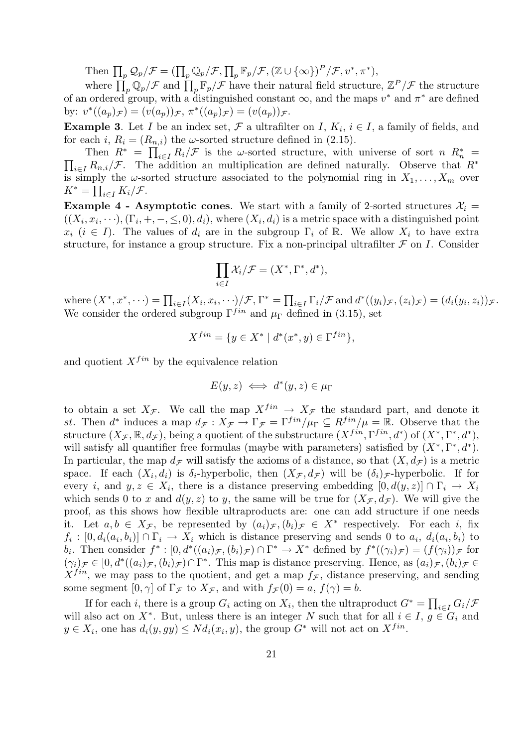Then $\prod_p \mathcal{Q}_p/\mathcal{F} = (\prod_p \mathbb{Q}_p/\mathcal{F}, \prod_p \mathbb{F}_p/\mathcal{F}, (\mathbb{Z}\cup\{\infty\})^P/\mathcal{F}, v^*, \pi^*)$,

where $\prod_p \mathbb{Q}_p/\mathcal{F}$ and $\prod_p \mathbb{F}_p/\mathcal{F}$ have their natural field structure, $\mathbb{Z}^P/\mathcal{F}$ the structure of an ordered group, with a distinguished constant $\infty$, and the maps $v^*$ and $\pi^*$ are defined by: $v^*((a_p)_\mathcal{F}) = (v(a_p))_\mathcal{F}$, $\pi^*((a_p)_\mathcal{F}) = (v(a_p))_\mathcal{F}$.

**Example 3**. Let $I$ be an index set, $\mathcal{F}$ a ultrafilter on $I$, $K_i$, $i \in I$, a family of fields, and for each $i$, $R_i = (R_{n,i})$ the $\omega$-sorted structure defined in (2.15).

Then $R^* = \prod_{i\in I} R_i/\mathcal{F}$ is the $\omega$-sorted structure, with universe of sort $n$ $R^*_n = \prod_{i\in I} R_{n,i}/\mathcal{F}$. The addition an multiplication are defined naturally. Observe that $R^*$ is simply the $\omega$-sorted structure associated to the polynomial ring in $X_1,\ldots,X_m$ over $K^* = \prod_{i\in I} K_i/\mathcal{F}$.

**Example 4 - Asymptotic cones**. We start with a family of 2-sorted structures $\mathcal{X}_i = ((X_i, x_i, \cdots), (\Gamma_i, +, -, \leq, 0), d_i)$, where $(X_i, d_i)$ is a metric space with a distinguished point $x_i$ ($i \in I$). The values of $d_i$ are in the subgroup $\Gamma_i$ of $\mathbb{R}$. We allow $X_i$ to have extra structure, for instance a group structure. Fix a non-principal ultrafilter $\mathcal{F}$ on $I$. Consider

$$\prod_{i\in I} \mathcal{X}_i/\mathcal{F} = (X^*, \Gamma^*, d^*),$$

where $(X^*, x^*, \cdots) = \prod_{i\in I}(X_i, x_i, \cdots)/\mathcal{F}$, $\Gamma^* = \prod_{i\in I}\Gamma_i/\mathcal{F}$ and $d^*((y_i)_\mathcal{F}, (z_i)_\mathcal{F}) = (d_i(y_i, z_i))_\mathcal{F}$. We consider the ordered subgroup $\Gamma^{fin}$ and $\mu_\Gamma$ defined in (3.15), set

$$X^{fin} = \{y \in X^* \mid d^*(x^*, y) \in \Gamma^{fin}\},$$

and quotient $X^{fin}$ by the equivalence relation

$$E(y,z) \iff d^*(y,z) \in \mu_\Gamma$$

to obtain a set $X_\mathcal{F}$. We call the map $X^{fin} \to X_\mathcal{F}$ the standard part, and denote it $st$. Then $d^*$ induces a map $d_\mathcal{F} : X_\mathcal{F} \to \Gamma_\mathcal{F} = \Gamma^{fin}/\mu_\Gamma \subseteq R^{fin}/\mu = \mathbb{R}$. Observe that the structure $(X_\mathcal{F}, \mathbb{R}, d_\mathcal{F})$, being a quotient of the substructure $(X^{fin}, \Gamma^{fin}, d^*)$ of $(X^*, \Gamma^*, d^*)$, will satisfy all quantifier free formulas (maybe with parameters) satisfied by $(X^*, \Gamma^*, d^*)$. In particular, the map $d_\mathcal{F}$ will satisfy the axioms of a distance, so that $(X, d_\mathcal{F})$ is a metric space. If each $(X_i, d_i)$ is $\delta_i$-hyperbolic, then $(X_\mathcal{F}, d_\mathcal{F})$ will be $(\delta_i)_\mathcal{F}$-hyperbolic. If for every $i$, and $y, z \in X_i$, there is a distance preserving embedding $[0, d(y,z)] \cap \Gamma_i \to X_i$ which sends 0 to $x$ and $d(y,z)$ to $y$, the same will be true for $(X_\mathcal{F}, d_\mathcal{F})$. We will give the proof, as this shows how flexible ultraproducts are: one can add structure if one needs it. Let $a, b \in X_\mathcal{F}$, be represented by $(a_i)_\mathcal{F}, (b_i)_\mathcal{F} \in X^*$ respectively. For each $i$, fix $f_i : [0, d_i(a_i, b_i)] \cap \Gamma_i \to X_i$ which is distance preserving and sends 0 to $a_i$, $d_i(a_i, b_i)$ to $b_i$. Then consider $f^* : [0, d^*((a_i)_\mathcal{F}, (b_i)_\mathcal{F}) \cap \Gamma^* \to X^*$ defined by $f^*((\gamma_i)_\mathcal{F}) = (f(\gamma_i))_\mathcal{F}$ for $(\gamma_i)_\mathcal{F} \in [0, d^*((a_i)_\mathcal{F}, (b_i)_\mathcal{F}) \cap \Gamma^*$. This map is distance preserving. Hence, as $(a_i)_\mathcal{F}, (b_i)_\mathcal{F} \in X^{fin}$, we may pass to the quotient, and get a map $f_\mathcal{F}$, distance preserving, and sending some segment $[0, \gamma]$ of $\Gamma_\mathcal{F}$ to $X_\mathcal{F}$, and with $f_\mathcal{F}(0) = a$, $f(\gamma) = b$.

If for each $i$, there is a group $G_i$ acting on $X_i$, then the ultraproduct $G^* = \prod_{i\in I} G_i/\mathcal{F}$ will also act on $X^*$. But, unless there is an integer $N$ such that for all $i \in I$, $g \in G_i$ and $y \in X_i$, one has $d_i(y, gy) \leq N d_i(x_i, y)$, the group $G^*$ will not act on $X^{fin}$.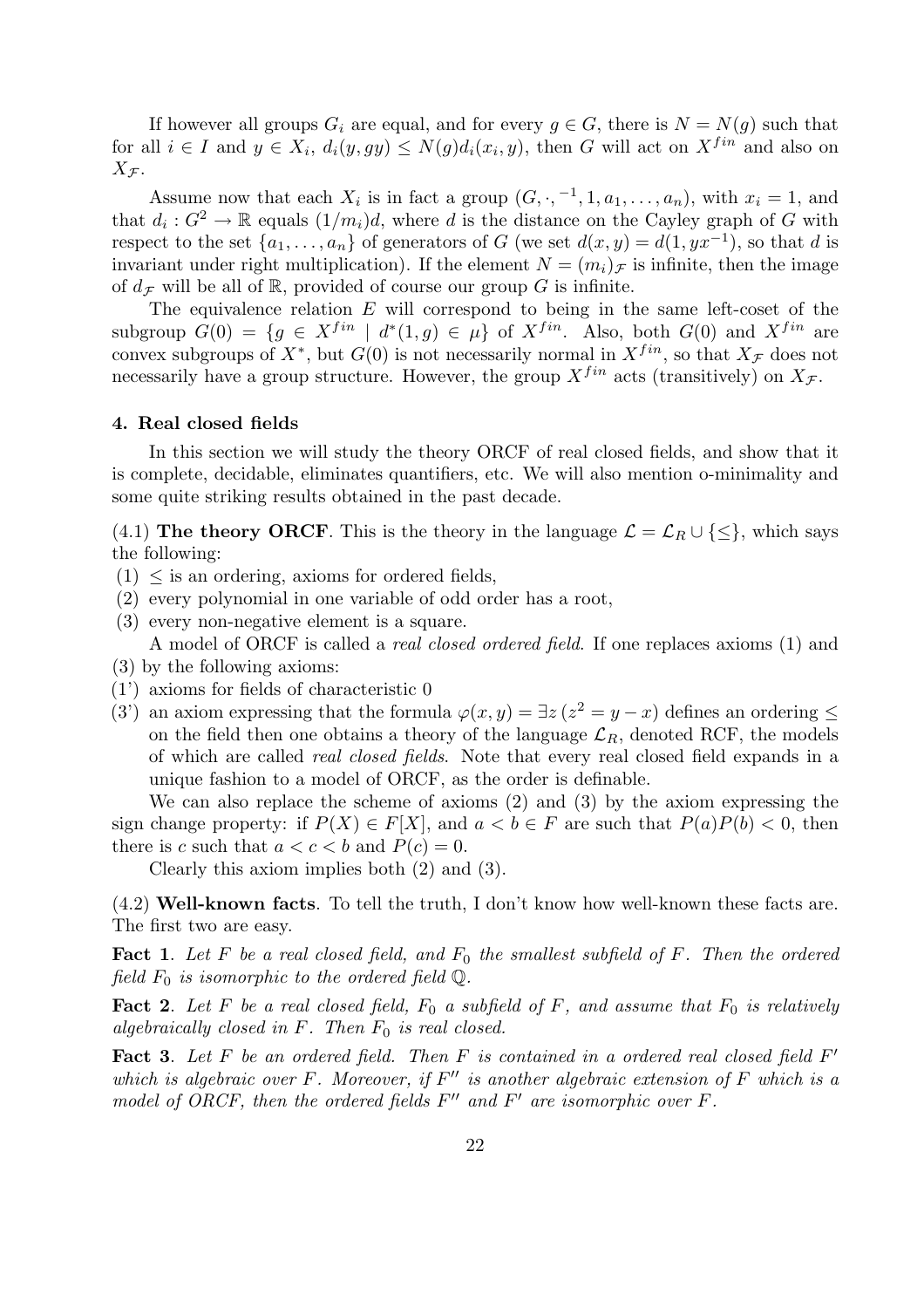If however all groups $G_i$ are equal, and for every $g \in G$, there is $N = N(g)$ such that for all $i \in I$ and $y \in X_i$, $d_i(y, gy) \leq N(g) d_i(x_i, y)$, then $G$ will act on $X^{fin}$ and also on $X_{\mathcal{F}}$.

Assume now that each $X_i$ is in fact a group $(G, \cdot, ^{-1}, 1, a_1, \ldots, a_n)$, with $x_i = 1$, and that $d_i : G^2 \to \mathbb{R}$ equals $(1/m_i)d$, where $d$ is the distance on the Cayley graph of $G$ with respect to the set $\{a_1, \ldots, a_n\}$ of generators of $G$ (we set $d(x, y) = d(1, yx^{-1})$, so that $d$ is invariant under right multiplication). If the element $N = (m_i)_{\mathcal{F}}$ is infinite, then the image of $d_{\mathcal{F}}$ will be all of $\mathbb{R}$, provided of course our group $G$ is infinite.

The equivalence relation $E$ will correspond to being in the same left-coset of the subgroup $G(0) = \{g \in X^{fin} \mid d^*(1, g) \in \mu\}$ of $X^{fin}$. Also, both $G(0)$ and $X^{fin}$ are convex subgroups of $X^*$, but $G(0)$ is not necessarily normal in $X^{fin}$, so that $X_{\mathcal{F}}$ does not necessarily have a group structure. However, the group $X^{fin}$ acts (transitively) on $X_{\mathcal{F}}$.

## 4. Real closed fields

In this section we will study the theory ORCF of real closed fields, and show that it is complete, decidable, eliminates quantifiers, etc. We will also mention o-minimality and some quite striking results obtained in the past decade.

(4.1) **The theory ORCF**. This is the theory in the language $\mathcal{L} = \mathcal{L}_R \cup \{\leq\}$, which says the following:

(1) $\leq$ is an ordering, axioms for ordered fields,
(2) every polynomial in one variable of odd order has a root,
(3) every non-negative element is a square.

A model of ORCF is called a *real closed ordered field*. If one replaces axioms (1) and (3) by the following axioms:

(1') axioms for fields of characteristic 0
(3') an axiom expressing that the formula $\varphi(x, y) = \exists z\, (z^2 = y - x)$ defines an ordering $\leq$ on the field then one obtains a theory of the language $\mathcal{L}_R$, denoted RCF, the models of which are called *real closed fields*. Note that every real closed field expands in a unique fashion to a model of ORCF, as the order is definable.

We can also replace the scheme of axioms (2) and (3) by the axiom expressing the sign change property: if $P(X) \in F[X]$, and $a < b \in F$ are such that $P(a)P(b) < 0$, then there is $c$ such that $a < c < b$ and $P(c) = 0$.

Clearly this axiom implies both (2) and (3).

(4.2) **Well-known facts**. To tell the truth, I don't know how well-known these facts are. The first two are easy.

**Fact 1**. *Let $F$ be a real closed field, and $F_0$ the smallest subfield of $F$. Then the ordered field $F_0$ is isomorphic to the ordered field $\mathbb{Q}$.*

**Fact 2**. *Let $F$ be a real closed field, $F_0$ a subfield of $F$, and assume that $F_0$ is relatively algebraically closed in $F$. Then $F_0$ is real closed.*

**Fact 3**. *Let $F$ be an ordered field. Then $F$ is contained in a ordered real closed field $F'$ which is algebraic over $F$. Moreover, if $F''$ is another algebraic extension of $F$ which is a model of ORCF, then the ordered fields $F''$ and $F'$ are isomorphic over $F$.*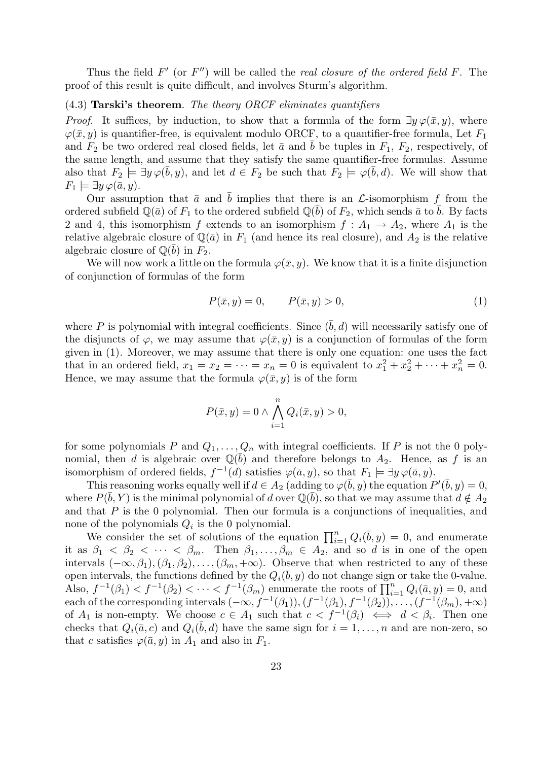Thus the field $F'$ (or $F''$) will be called the *real closure of the ordered field $F$*. The proof of this result is quite difficult, and involves Sturm's algorithm.

(4.3) **Tarski's theorem**. *The theory ORCF eliminates quantifiers*

*Proof*. It suffices, by induction, to show that a formula of the form $\exists y\,\varphi(\bar{x}, y)$, where $\varphi(\bar{x}, y)$ is quantifier-free, is equivalent modulo ORCF, to a quantifier-free formula, Let $F_1$ and $F_2$ be two ordered real closed fields, let $\bar{a}$ and $\bar{b}$ be tuples in $F_1$, $F_2$, respectively, of the same length, and assume that they satisfy the same quantifier-free formulas. Assume also that $F_2 \models \exists y\,\varphi(\bar{b}, y)$, and let $d \in F_2$ be such that $F_2 \models \varphi(\bar{b}, d)$. We will show that $F_1 \models \exists y\,\varphi(\bar{a}, y)$.

Our assumption that $\bar{a}$ and $\bar{b}$ implies that there is an $\mathcal{L}$-isomorphism $f$ from the ordered subfield $\mathbb{Q}(\bar{a})$ of $F_1$ to the ordered subfield $\mathbb{Q}(\bar{b})$ of $F_2$, which sends $\bar{a}$ to $\bar{b}$. By facts 2 and 4, this isomorphism $f$ extends to an isomorphism $f : A_1 \to A_2$, where $A_1$ is the relative algebraic closure of $\mathbb{Q}(\bar{a})$ in $F_1$ (and hence its real closure), and $A_2$ is the relative algebraic closure of $\mathbb{Q}(\bar{b})$ in $F_2$.

We will now work a little on the formula $\varphi(\bar{x}, y)$. We know that it is a finite disjunction of conjunction of formulas of the form

$$P(\bar{x}, y) = 0, \qquad P(\bar{x}, y) > 0, \tag{1}$$

where $P$ is polynomial with integral coefficients. Since $(\bar{b}, d)$ will necessarily satisfy one of the disjuncts of $\varphi$, we may assume that $\varphi(\bar{x}, y)$ is a conjunction of formulas of the form given in (1). Moreover, we may assume that there is only one equation: one uses the fact that in an ordered field, $x_1 = x_2 = \cdots = x_n = 0$ is equivalent to $x_1^2 + x_2^2 + \cdots + x_n^2 = 0$. Hence, we may assume that the formula $\varphi(\bar{x}, y)$ is of the form

$$P(\bar{x}, y) = 0 \wedge \bigwedge_{i=1}^{n} Q_i(\bar{x}, y) > 0,$$

for some polynomials $P$ and $Q_1, \ldots, Q_n$ with integral coefficients. If $P$ is not the 0 polynomial, then $d$ is algebraic over $\mathbb{Q}(\bar{b})$ and therefore belongs to $A_2$. Hence, as $f$ is an isomorphism of ordered fields, $f^{-1}(d)$ satisfies $\varphi(\bar{a}, y)$, so that $F_1 \models \exists y\,\varphi(\bar{a}, y)$.

This reasoning works equally well if $d \in A_2$ (adding to $\varphi(\bar{b}, y)$ the equation $P'(\bar{b}, y) = 0$, where $P(\bar{b}, Y)$ is the minimal polynomial of $d$ over $\mathbb{Q}(\bar{b})$, so that we may assume that $d \notin A_2$ and that $P$ is the 0 polynomial. Then our formula is a conjunctions of inequalities, and none of the polynomials $Q_i$ is the 0 polynomial.

We consider the set of solutions of the equation $\prod_{i=1}^{n} Q_i(\bar{b}, y) = 0$, and enumerate it as $\beta_1 < \beta_2 < \cdots < \beta_m$. Then $\beta_1, \ldots, \beta_m \in A_2$, and so $d$ is in one of the open intervals $(-\infty, \beta_1), (\beta_1, \beta_2), \ldots, (\beta_m, +\infty)$. Observe that when restricted to any of these open intervals, the functions defined by the $Q_i(\bar{b}, y)$ do not change sign or take the 0-value. Also, $f^{-1}(\beta_1) < f^{-1}(\beta_2) < \cdots < f^{-1}(\beta_m)$ enumerate the roots of $\prod_{i=1}^{n} Q_i(\bar{a}, y) = 0$, and each of the corresponding intervals $(-\infty, f^{-1}(\beta_1)), (f^{-1}(\beta_1), f^{-1}(\beta_2)), \ldots, (f^{-1}(\beta_m), +\infty)$ of $A_1$ is non-empty. We choose $c \in A_1$ such that $c < f^{-1}(\beta_i) \iff d < \beta_i$. Then one checks that $Q_i(\bar{a}, c)$ and $Q_i(\bar{b}, d)$ have the same sign for $i = 1, \ldots, n$ and are non-zero, so that $c$ satisfies $\varphi(\bar{a}, y)$ in $A_1$ and also in $F_1$.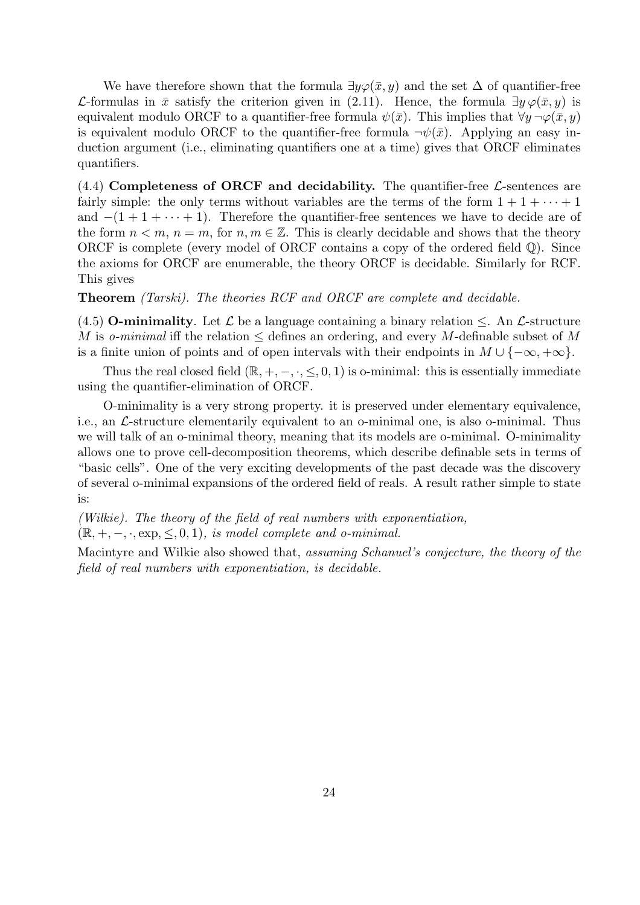We have therefore shown that the formula $\exists y\varphi(\bar{x}, y)$ and the set $\Delta$ of quantifier-free $\mathcal{L}$-formulas in $\bar{x}$ satisfy the criterion given in (2.11). Hence, the formula $\exists y\,\varphi(\bar{x}, y)$ is equivalent modulo ORCF to a quantifier-free formula $\psi(\bar{x})$. This implies that $\forall y\,\neg\varphi(\bar{x}, y)$ is equivalent modulo ORCF to the quantifier-free formula $\neg\psi(\bar{x})$. Applying an easy induction argument (i.e., eliminating quantifiers one at a time) gives that ORCF eliminates quantifiers.

(4.4) **Completeness of ORCF and decidability.** The quantifier-free $\mathcal{L}$-sentences are fairly simple: the only terms without variables are the terms of the form $1 + 1 + \cdots + 1$ and $-(1 + 1 + \cdots + 1)$. Therefore the quantifier-free sentences we have to decide are of the form $n < m$, $n = m$, for $n, m \in \mathbb{Z}$. This is clearly decidable and shows that the theory ORCF is complete (every model of ORCF contains a copy of the ordered field $\mathbb{Q}$). Since the axioms for ORCF are enumerable, the theory ORCF is decidable. Similarly for RCF. This gives

**Theorem** *(Tarski). The theories RCF and ORCF are complete and decidable.*

(4.5) **O-minimality**. Let $\mathcal{L}$ be a language containing a binary relation $\leq$. An $\mathcal{L}$-structure $M$ is *o-minimal* iff the relation $\leq$ defines an ordering, and every $M$-definable subset of $M$ is a finite union of points and of open intervals with their endpoints in $M \cup \{-\infty, +\infty\}$.

Thus the real closed field $(\mathbb{R}, +, -, \cdot, \leq, 0, 1)$ is o-minimal: this is essentially immediate using the quantifier-elimination of ORCF.

O-minimality is a very strong property. it is preserved under elementary equivalence, i.e., an $\mathcal{L}$-structure elementarily equivalent to an o-minimal one, is also o-minimal. Thus we will talk of an o-minimal theory, meaning that its models are o-minimal. O-minimality allows one to prove cell-decomposition theorems, which describe definable sets in terms of "basic cells". One of the very exciting developments of the past decade was the discovery of several o-minimal expansions of the ordered field of reals. A result rather simple to state is:

*(Wilkie). The theory of the field of real numbers with exponentiation,*
$(\mathbb{R}, +, -, \cdot, \exp, \leq, 0, 1)$*, is model complete and o-minimal.*

Macintyre and Wilkie also showed that, *assuming Schanuel's conjecture, the theory of the field of real numbers with exponentiation, is decidable.*